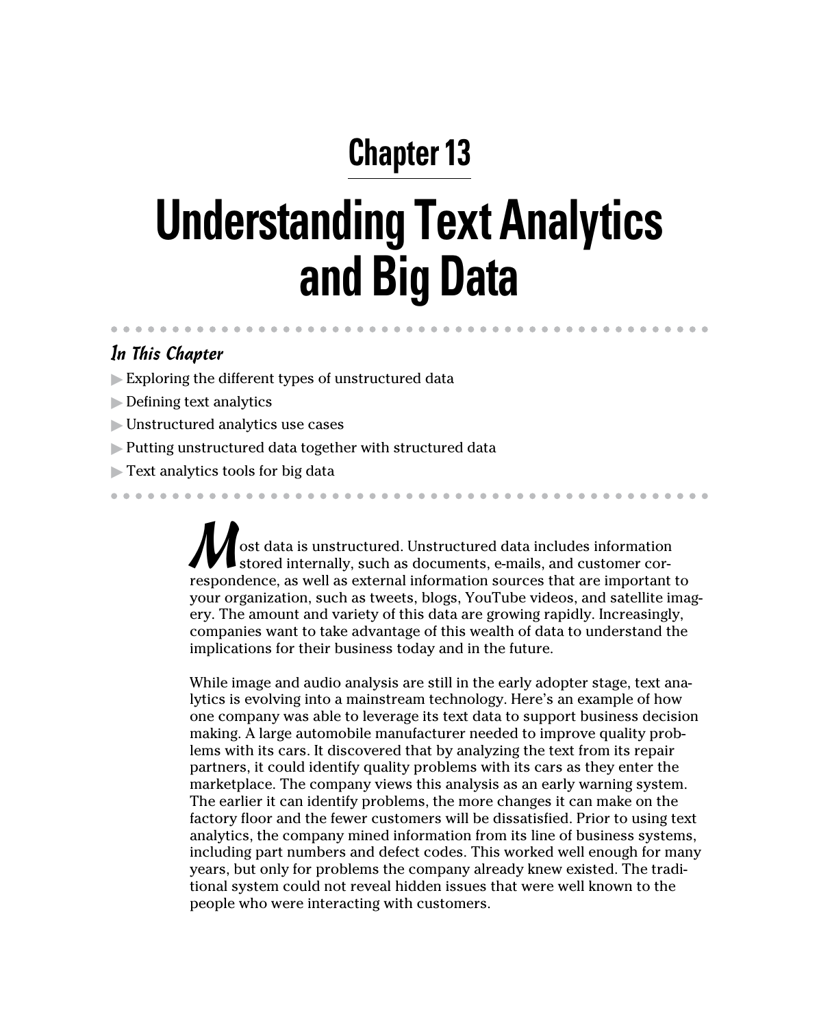# Chapter 13

# Understanding Text Analytics and Big Data

### *In This Chapter*

- Exploring the different types of unstructured data
- Defining text analytics
- Unstructured analytics use cases
- Putting unstructured data together with structured data
- Text analytics tools for big data

Most data is unstructured. Unstructured data includes information stored internally, such as documents, e-mails, and customer correspondence, as well as external information sources that are important to your organization, such as tweets, blogs, YouTube videos, and satellite imagery. The amount and variety of this data are growing rapidly. Increasingly, companies want to take advantage of this wealth of data to understand the implications for their business today and in the future.

While image and audio analysis are still in the early adopter stage, text analytics is evolving into a mainstream technology. Here's an example of how one company was able to leverage its text data to support business decision making. A large automobile manufacturer needed to improve quality problems with its cars. It discovered that by analyzing the text from its repair partners, it could identify quality problems with its cars as they enter the marketplace. The company views this analysis as an early warning system. The earlier it can identify problems, the more changes it can make on the factory floor and the fewer customers will be dissatisfied. Prior to using text analytics, the company mined information from its line of business systems, including part numbers and defect codes. This worked well enough for many years, but only for problems the company already knew existed. The traditional system could not reveal hidden issues that were well known to the people who were interacting with customers.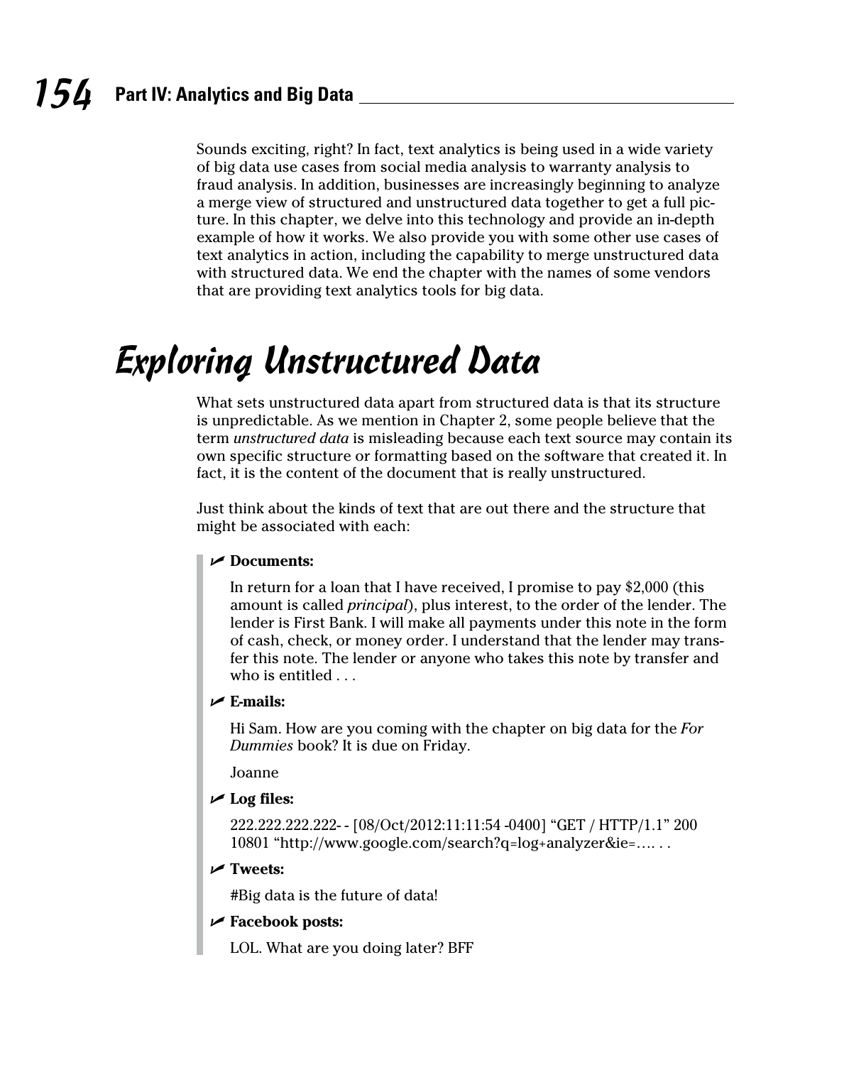Sounds exciting, right? In fact, text analytics is being used in a wide variety of big data use cases from social media analysis to warranty analysis to fraud analysis. In addition, businesses are increasingly beginning to analyze a merge view of structured and unstructured data together to get a full picture. In this chapter, we delve into this technology and provide an in-depth example of how it works. We also provide you with some other use cases of text analytics in action, including the capability to merge unstructured data with structured data. We end the chapter with the names of some vendors that are providing text analytics tools for big data.

# Exploring Unstructured Data

What sets unstructured data apart from structured data is that its structure is unpredictable. As we mention in Chapter 2, some people believe that the term *unstructured data* is misleading because each text source may contain its own specific structure or formatting based on the software that created it. In fact, it is the content of the document that is really unstructured.

Just think about the kinds of text that are out there and the structure that might be associated with each:

- **Documents:**

  In return for a loan that I have received, I promise to pay $2,000 (this amount is called *principal*), plus interest, to the order of the lender. The lender is First Bank. I will make all payments under this note in the form of cash, check, or money order. I understand that the lender may transfer this note. The lender or anyone who takes this note by transfer and who is entitled . . .

- **E-mails:**

  Hi Sam. How are you coming with the chapter on big data for the *For Dummies* book? It is due on Friday.

  Joanne

- **Log files:**

  222.222.222.222- - [08/Oct/2012:11:11:54 -0400] "GET / HTTP/1.1" 200 10801 "http://www.google.com/search?q=log+analyzer&ie=…. . .

- **Tweets:**

  #Big data is the future of data!

- **Facebook posts:**

  LOL. What are you doing later? BFF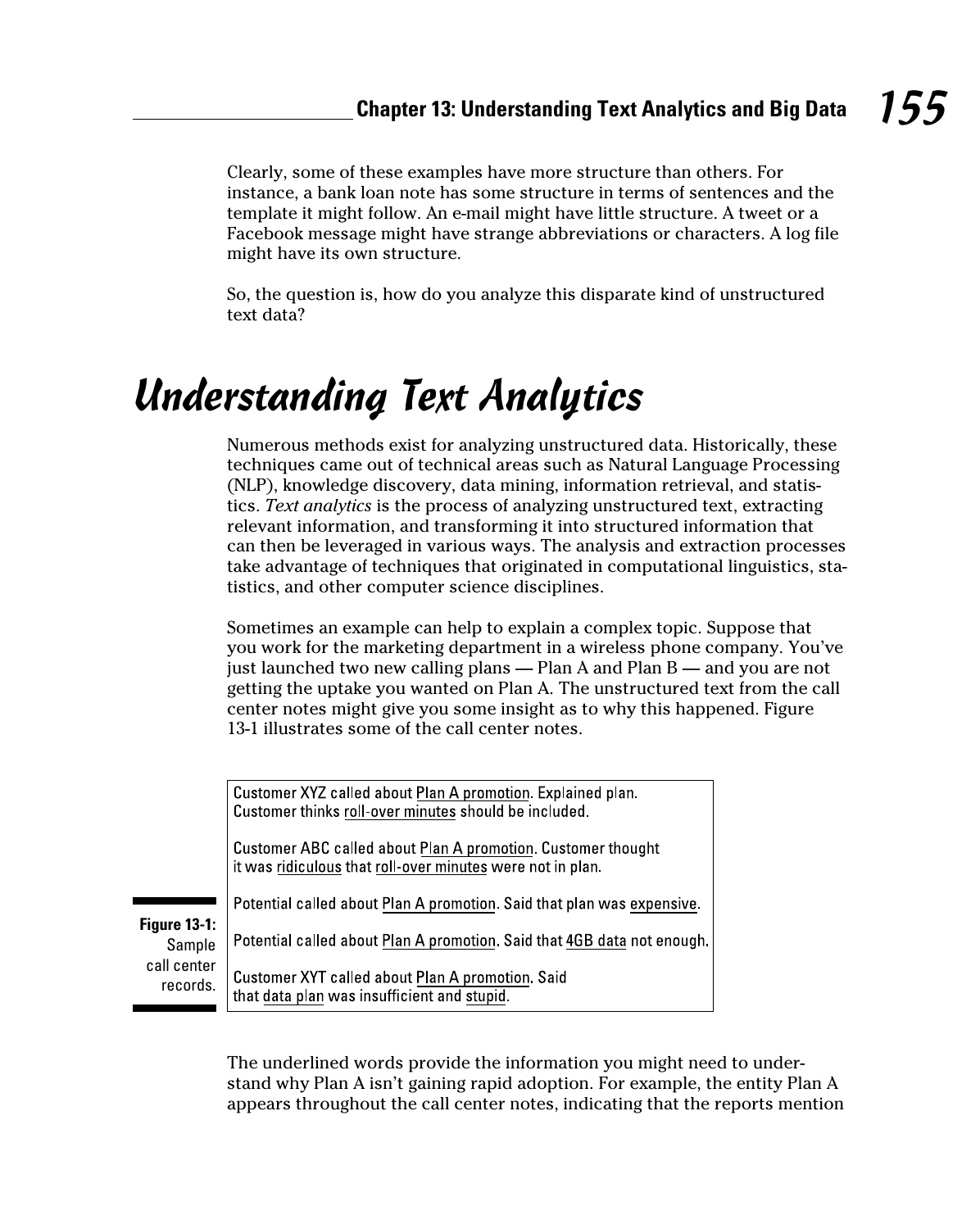Clearly, some of these examples have more structure than others. For instance, a bank loan note has some structure in terms of sentences and the template it might follow. An e-mail might have little structure. A tweet or a Facebook message might have strange abbreviations or characters. A log file might have its own structure.

So, the question is, how do you analyze this disparate kind of unstructured text data?

# Understanding Text Analytics

Numerous methods exist for analyzing unstructured data. Historically, these techniques came out of technical areas such as Natural Language Processing (NLP), knowledge discovery, data mining, information retrieval, and statistics. *Text analytics* is the process of analyzing unstructured text, extracting relevant information, and transforming it into structured information that can then be leveraged in various ways. The analysis and extraction processes take advantage of techniques that originated in computational linguistics, statistics, and other computer science disciplines.

Sometimes an example can help to explain a complex topic. Suppose that you work for the marketing department in a wireless phone company. You've just launched two new calling plans — Plan A and Plan B — and you are not getting the uptake you wanted on Plan A. The unstructured text from the call center notes might give you some insight as to why this happened. Figure 13-1 illustrates some of the call center notes.

> Customer XYZ called about <u>Plan A promotion</u>. Explained plan. Customer thinks <u>roll-over minutes</u> should be included.
>
> Customer ABC called about <u>Plan A promotion</u>. Customer thought it was <u>ridiculous</u> that <u>roll-over minutes</u> were not in plan.
>
> Potential called about <u>Plan A promotion</u>. Said that plan was <u>expensive</u>.
>
> Potential called about <u>Plan A promotion</u>. Said that <u>4GB data</u> not enough.
>
> Customer XYT called about <u>Plan A promotion</u>. Said that <u>data plan</u> was insufficient and <u>stupid</u>.

**Figure 13-1:** Sample call center records.

The underlined words provide the information you might need to understand why Plan A isn't gaining rapid adoption. For example, the entity Plan A appears throughout the call center notes, indicating that the reports mention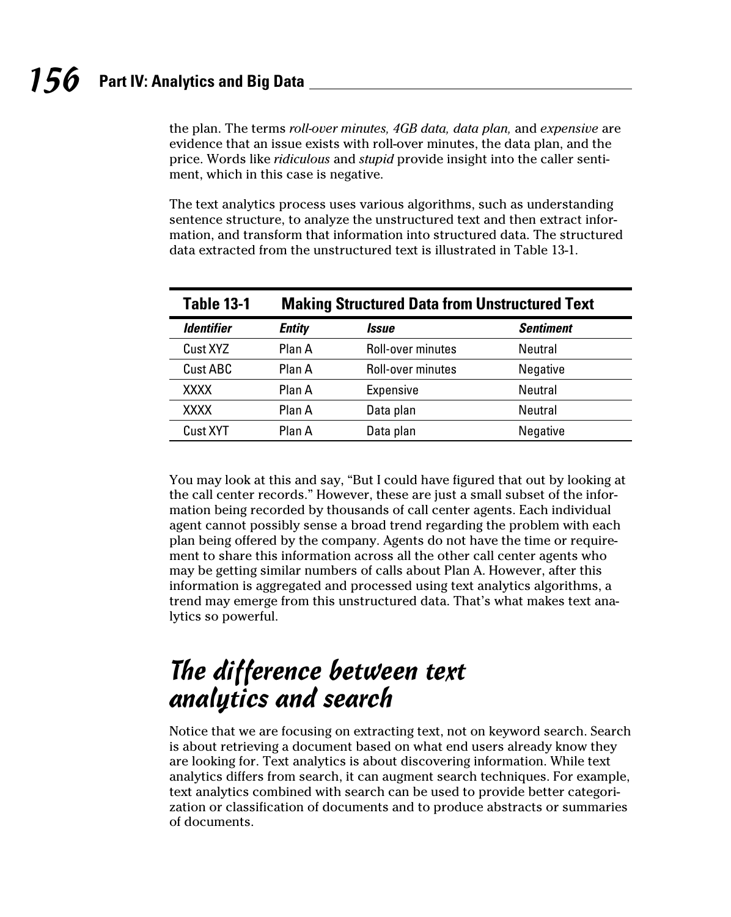the plan. The terms *roll-over minutes, 4GB data, data plan,* and *expensive* are evidence that an issue exists with roll-over minutes, the data plan, and the price. Words like *ridiculous* and *stupid* provide insight into the caller sentiment, which in this case is negative.

The text analytics process uses various algorithms, such as understanding sentence structure, to analyze the unstructured text and then extract information, and transform that information into structured data. The structured data extracted from the unstructured text is illustrated in Table 13-1.

**Table 13-1 Making Structured Data from Unstructured Text**

| *Identifier* | *Entity* | *Issue* | *Sentiment* |
|---|---|---|---|
| Cust XYZ | Plan A | Roll-over minutes | Neutral |
| Cust ABC | Plan A | Roll-over minutes | Negative |
| XXXX | Plan A | Expensive | Neutral |
| XXXX | Plan A | Data plan | Neutral |
| Cust XYT | Plan A | Data plan | Negative |

You may look at this and say, "But I could have figured that out by looking at the call center records." However, these are just a small subset of the information being recorded by thousands of call center agents. Each individual agent cannot possibly sense a broad trend regarding the problem with each plan being offered by the company. Agents do not have the time or requirement to share this information across all the other call center agents who may be getting similar numbers of calls about Plan A. However, after this information is aggregated and processed using text analytics algorithms, a trend may emerge from this unstructured data. That's what makes text analytics so powerful.

## The difference between text analytics and search

Notice that we are focusing on extracting text, not on keyword search. Search is about retrieving a document based on what end users already know they are looking for. Text analytics is about discovering information. While text analytics differs from search, it can augment search techniques. For example, text analytics combined with search can be used to provide better categorization or classification of documents and to produce abstracts or summaries of documents.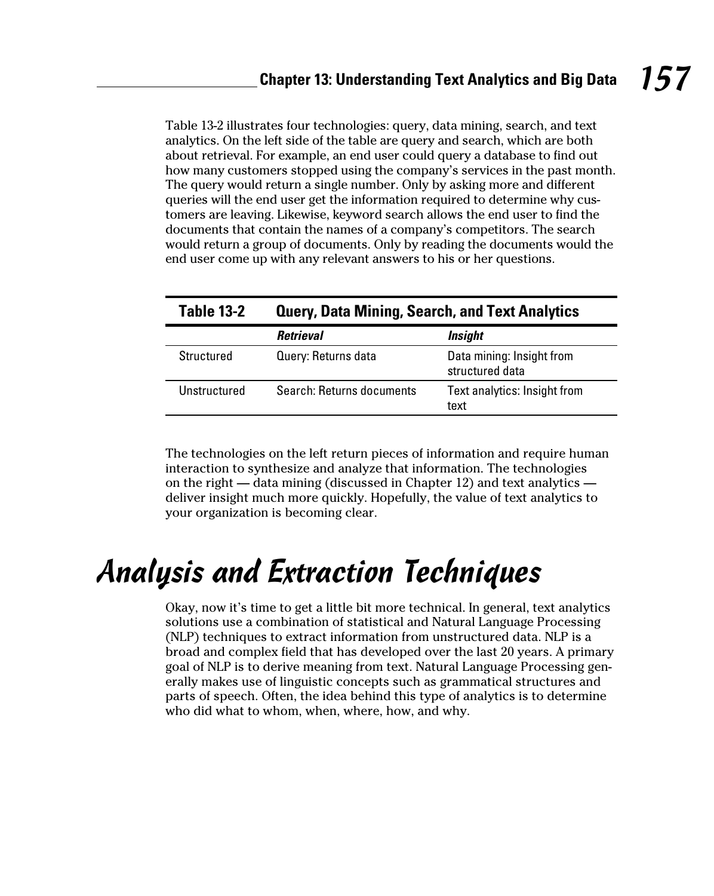Table 13-2 illustrates four technologies: query, data mining, search, and text analytics. On the left side of the table are query and search, which are both about retrieval. For example, an end user could query a database to find out how many customers stopped using the company's services in the past month. The query would return a single number. Only by asking more and different queries will the end user get the information required to determine why customers are leaving. Likewise, keyword search allows the end user to find the documents that contain the names of a company's competitors. The search would return a group of documents. Only by reading the documents would the end user come up with any relevant answers to his or her questions.

**Table 13-2 Query, Data Mining, Search, and Text Analytics**

| | *Retrieval* | *Insight* |
|---|---|---|
| Structured | Query: Returns data | Data mining: Insight from structured data |
| Unstructured | Search: Returns documents | Text analytics: Insight from text |

The technologies on the left return pieces of information and require human interaction to synthesize and analyze that information. The technologies on the right — data mining (discussed in Chapter 12) and text analytics — deliver insight much more quickly. Hopefully, the value of text analytics to your organization is becoming clear.

# Analysis and Extraction Techniques

Okay, now it's time to get a little bit more technical. In general, text analytics solutions use a combination of statistical and Natural Language Processing (NLP) techniques to extract information from unstructured data. NLP is a broad and complex field that has developed over the last 20 years. A primary goal of NLP is to derive meaning from text. Natural Language Processing generally makes use of linguistic concepts such as grammatical structures and parts of speech. Often, the idea behind this type of analytics is to determine who did what to whom, when, where, how, and why.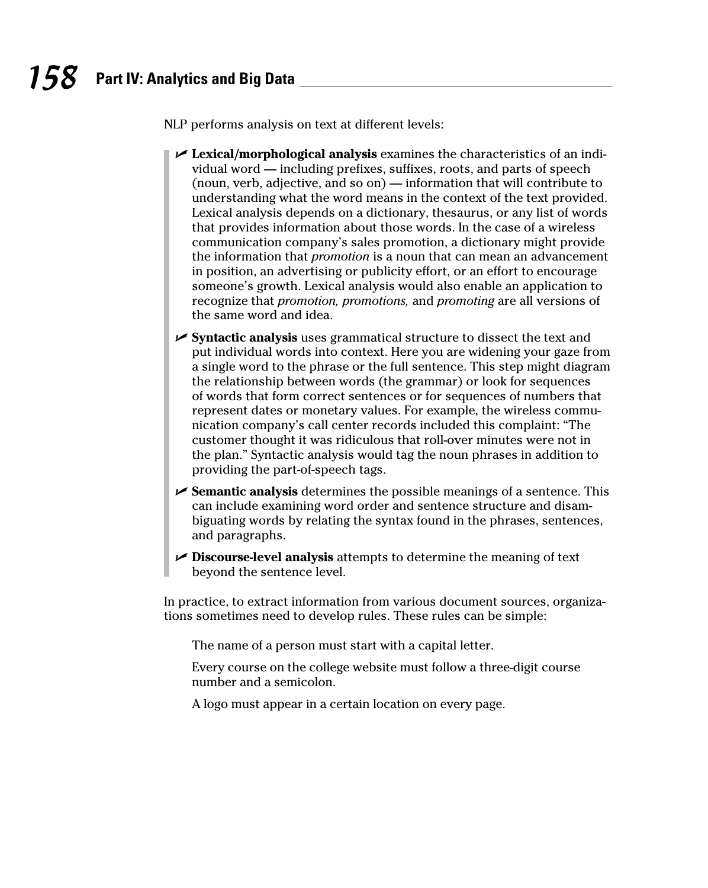NLP performs analysis on text at different levels:

- **Lexical/morphological analysis** examines the characteristics of an individual word — including prefixes, suffixes, roots, and parts of speech (noun, verb, adjective, and so on) — information that will contribute to understanding what the word means in the context of the text provided. Lexical analysis depends on a dictionary, thesaurus, or any list of words that provides information about those words. In the case of a wireless communication company's sales promotion, a dictionary might provide the information that *promotion* is a noun that can mean an advancement in position, an advertising or publicity effort, or an effort to encourage someone's growth. Lexical analysis would also enable an application to recognize that *promotion, promotions,* and *promoting* are all versions of the same word and idea.
- **Syntactic analysis** uses grammatical structure to dissect the text and put individual words into context. Here you are widening your gaze from a single word to the phrase or the full sentence. This step might diagram the relationship between words (the grammar) or look for sequences of words that form correct sentences or for sequences of numbers that represent dates or monetary values. For example, the wireless communication company's call center records included this complaint: "The customer thought it was ridiculous that roll-over minutes were not in the plan." Syntactic analysis would tag the noun phrases in addition to providing the part-of-speech tags.
- **Semantic analysis** determines the possible meanings of a sentence. This can include examining word order and sentence structure and disambiguating words by relating the syntax found in the phrases, sentences, and paragraphs.
- **Discourse-level analysis** attempts to determine the meaning of text beyond the sentence level.

In practice, to extract information from various document sources, organizations sometimes need to develop rules. These rules can be simple:

> The name of a person must start with a capital letter.
>
> Every course on the college website must follow a three-digit course number and a semicolon.
>
> A logo must appear in a certain location on every page.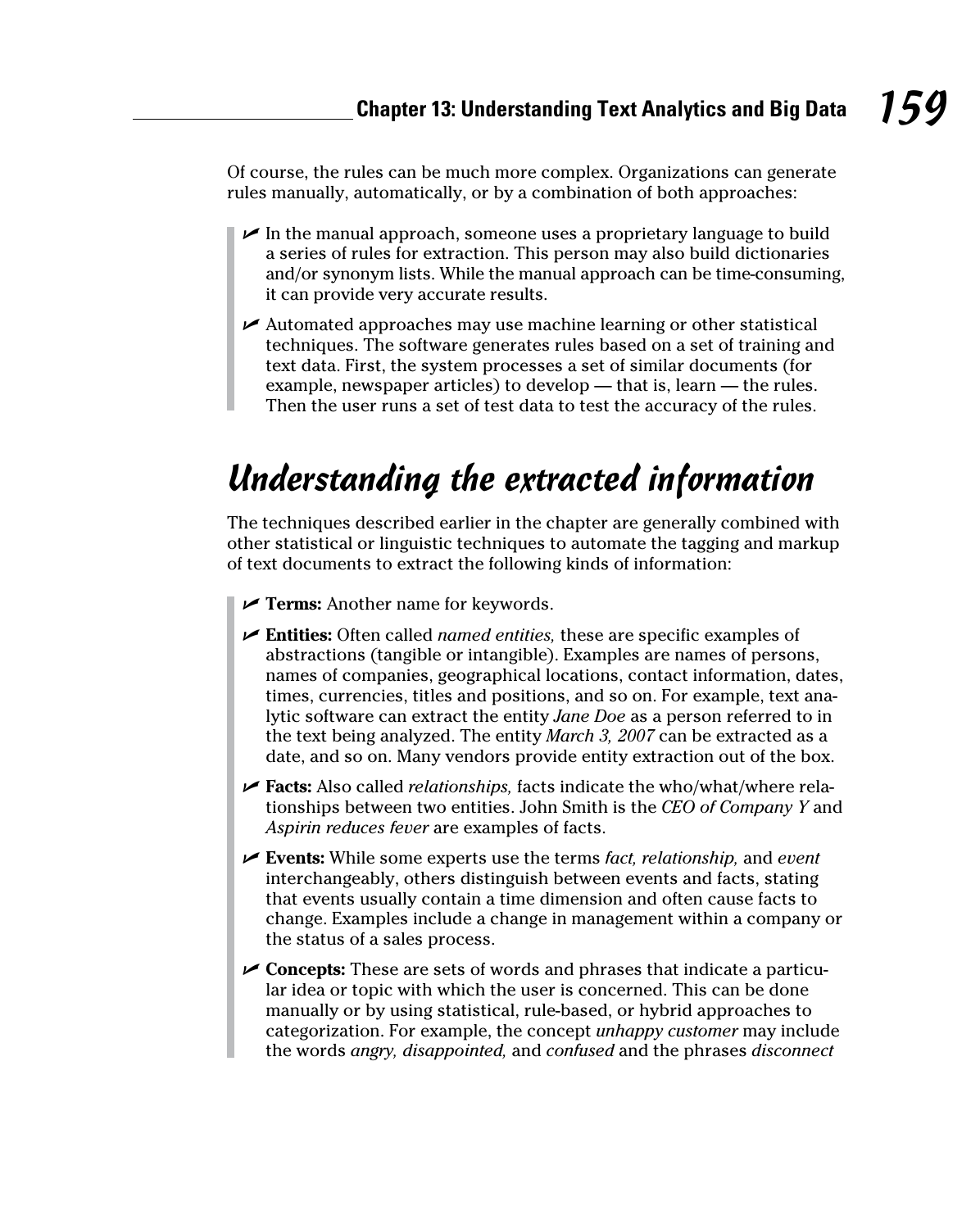Of course, the rules can be much more complex. Organizations can generate rules manually, automatically, or by a combination of both approaches:

- In the manual approach, someone uses a proprietary language to build a series of rules for extraction. This person may also build dictionaries and/or synonym lists. While the manual approach can be time-consuming, it can provide very accurate results.
- Automated approaches may use machine learning or other statistical techniques. The software generates rules based on a set of training and text data. First, the system processes a set of similar documents (for example, newspaper articles) to develop — that is, learn — the rules. Then the user runs a set of test data to test the accuracy of the rules.

## Understanding the extracted information

The techniques described earlier in the chapter are generally combined with other statistical or linguistic techniques to automate the tagging and markup of text documents to extract the following kinds of information:

- **Terms:** Another name for keywords.
- **Entities:** Often called *named entities,* these are specific examples of abstractions (tangible or intangible). Examples are names of persons, names of companies, geographical locations, contact information, dates, times, currencies, titles and positions, and so on. For example, text analytic software can extract the entity *Jane Doe* as a person referred to in the text being analyzed. The entity *March 3, 2007* can be extracted as a date, and so on. Many vendors provide entity extraction out of the box.
- **Facts:** Also called *relationships,* facts indicate the who/what/where relationships between two entities. John Smith is the *CEO of Company Y* and *Aspirin reduces fever* are examples of facts.
- **Events:** While some experts use the terms *fact, relationship,* and *event* interchangeably, others distinguish between events and facts, stating that events usually contain a time dimension and often cause facts to change. Examples include a change in management within a company or the status of a sales process.
- **Concepts:** These are sets of words and phrases that indicate a particular idea or topic with which the user is concerned. This can be done manually or by using statistical, rule-based, or hybrid approaches to categorization. For example, the concept *unhappy customer* may include the words *angry, disappointed,* and *confused* and the phrases *disconnect*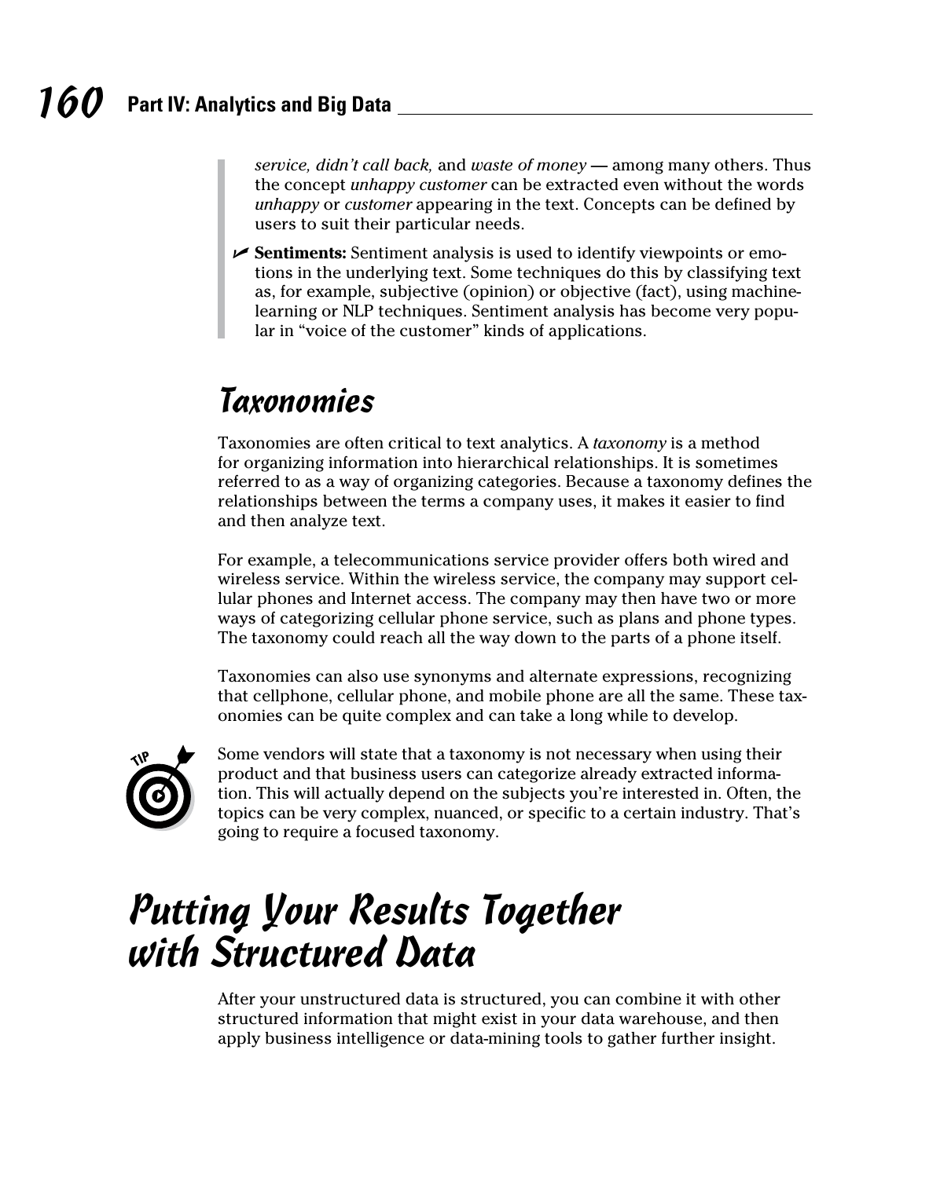*service, didn't call back,* and *waste of money* — among many others. Thus the concept *unhappy customer* can be extracted even without the words *unhappy* or *customer* appearing in the text. Concepts can be defined by users to suit their particular needs.

- **Sentiments:** Sentiment analysis is used to identify viewpoints or emotions in the underlying text. Some techniques do this by classifying text as, for example, subjective (opinion) or objective (fact), using machine-learning or NLP techniques. Sentiment analysis has become very popular in "voice of the customer" kinds of applications.

## Taxonomies

Taxonomies are often critical to text analytics. A *taxonomy* is a method for organizing information into hierarchical relationships. It is sometimes referred to as a way of organizing categories. Because a taxonomy defines the relationships between the terms a company uses, it makes it easier to find and then analyze text.

For example, a telecommunications service provider offers both wired and wireless service. Within the wireless service, the company may support cellular phones and Internet access. The company may then have two or more ways of categorizing cellular phone service, such as plans and phone types. The taxonomy could reach all the way down to the parts of a phone itself.

Taxonomies can also use synonyms and alternate expressions, recognizing that cellphone, cellular phone, and mobile phone are all the same. These taxonomies can be quite complex and can take a long while to develop.

TIP: Some vendors will state that a taxonomy is not necessary when using their product and that business users can categorize already extracted information. This will actually depend on the subjects you're interested in. Often, the topics can be very complex, nuanced, or specific to a certain industry. That's going to require a focused taxonomy.

# Putting Your Results Together with Structured Data

After your unstructured data is structured, you can combine it with other structured information that might exist in your data warehouse, and then apply business intelligence or data-mining tools to gather further insight.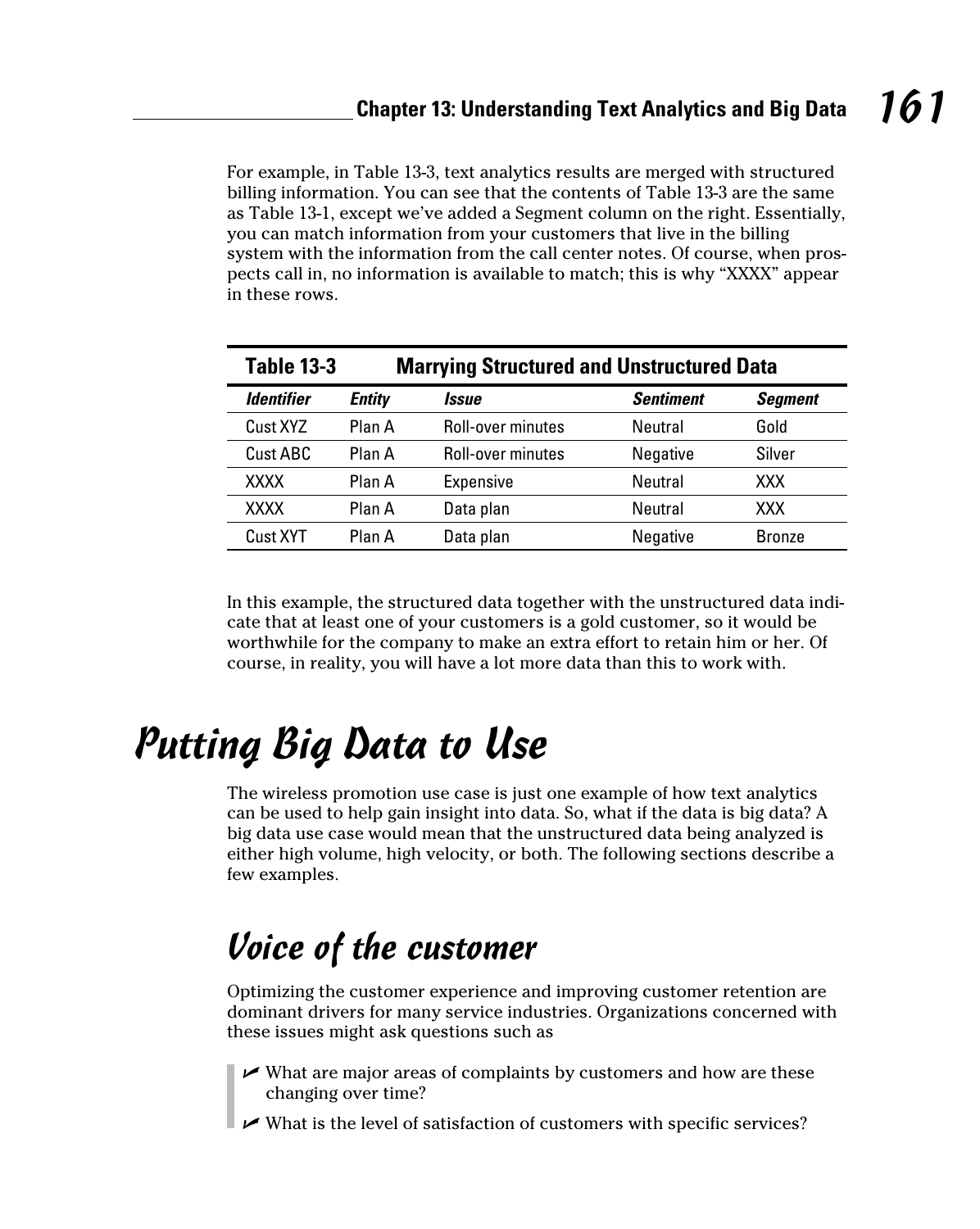For example, in Table 13-3, text analytics results are merged with structured billing information. You can see that the contents of Table 13-3 are the same as Table 13-1, except we've added a Segment column on the right. Essentially, you can match information from your customers that live in the billing system with the information from the call center notes. Of course, when prospects call in, no information is available to match; this is why "XXXX" appear in these rows.

**Table 13-3 Marrying Structured and Unstructured Data**

| *Identifier* | *Entity* | *Issue* | *Sentiment* | *Segment* |
|---|---|---|---|---|
| Cust XYZ | Plan A | Roll-over minutes | Neutral | Gold |
| Cust ABC | Plan A | Roll-over minutes | Negative | Silver |
| XXXX | Plan A | Expensive | Neutral | XXX |
| XXXX | Plan A | Data plan | Neutral | XXX |
| Cust XYT | Plan A | Data plan | Negative | Bronze |

In this example, the structured data together with the unstructured data indicate that at least one of your customers is a gold customer, so it would be worthwhile for the company to make an extra effort to retain him or her. Of course, in reality, you will have a lot more data than this to work with.

# Putting Big Data to Use

The wireless promotion use case is just one example of how text analytics can be used to help gain insight into data. So, what if the data is big data? A big data use case would mean that the unstructured data being analyzed is either high volume, high velocity, or both. The following sections describe a few examples.

## Voice of the customer

Optimizing the customer experience and improving customer retention are dominant drivers for many service industries. Organizations concerned with these issues might ask questions such as

- What are major areas of complaints by customers and how are these changing over time?
- What is the level of satisfaction of customers with specific services?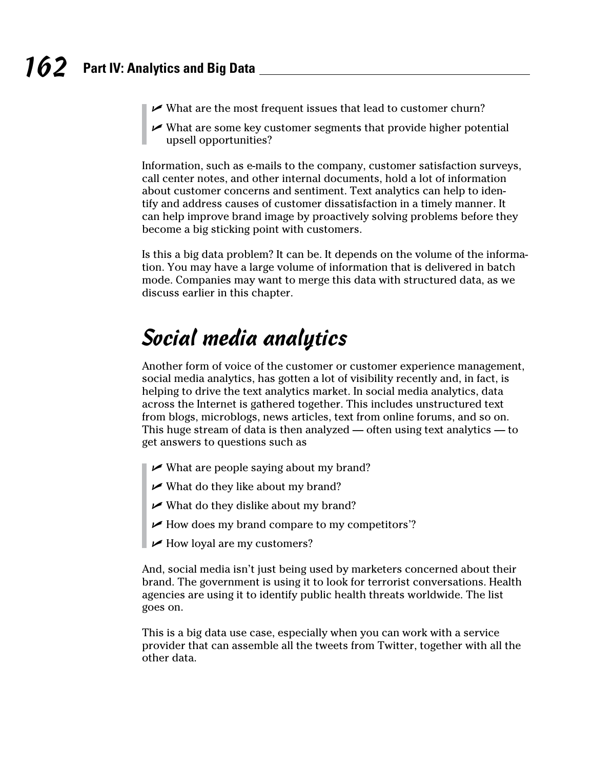- What are the most frequent issues that lead to customer churn?
- What are some key customer segments that provide higher potential upsell opportunities?

Information, such as e-mails to the company, customer satisfaction surveys, call center notes, and other internal documents, hold a lot of information about customer concerns and sentiment. Text analytics can help to identify and address causes of customer dissatisfaction in a timely manner. It can help improve brand image by proactively solving problems before they become a big sticking point with customers.

Is this a big data problem? It can be. It depends on the volume of the information. You may have a large volume of information that is delivered in batch mode. Companies may want to merge this data with structured data, as we discuss earlier in this chapter.

## Social media analytics

Another form of voice of the customer or customer experience management, social media analytics, has gotten a lot of visibility recently and, in fact, is helping to drive the text analytics market. In social media analytics, data across the Internet is gathered together. This includes unstructured text from blogs, microblogs, news articles, text from online forums, and so on. This huge stream of data is then analyzed — often using text analytics — to get answers to questions such as

- What are people saying about my brand?
- What do they like about my brand?
- What do they dislike about my brand?
- How does my brand compare to my competitors'?
- How loyal are my customers?

And, social media isn't just being used by marketers concerned about their brand. The government is using it to look for terrorist conversations. Health agencies are using it to identify public health threats worldwide. The list goes on.

This is a big data use case, especially when you can work with a service provider that can assemble all the tweets from Twitter, together with all the other data.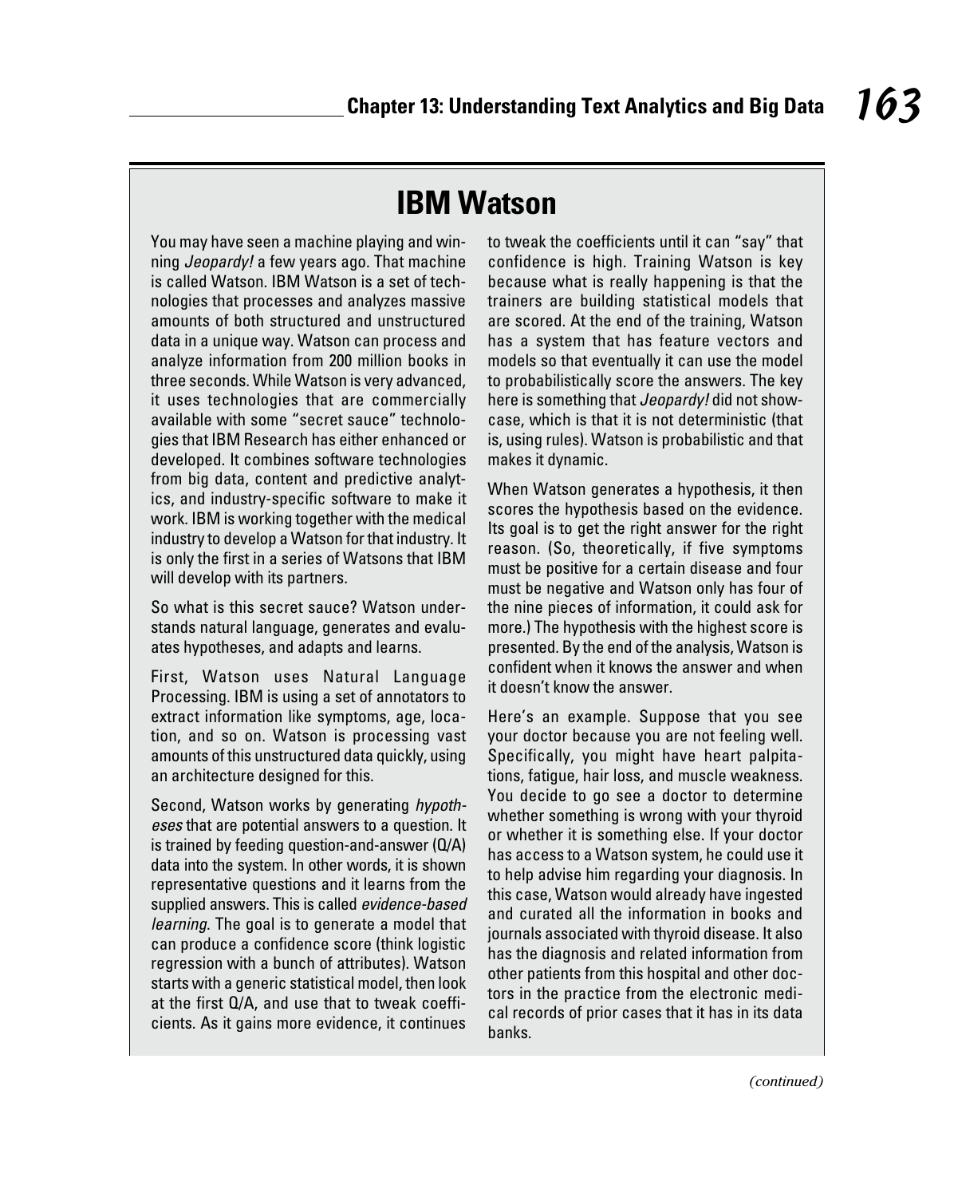## IBM Watson

You may have seen a machine playing and winning *Jeopardy!* a few years ago. That machine is called Watson. IBM Watson is a set of technologies that processes and analyzes massive amounts of both structured and unstructured data in a unique way. Watson can process and analyze information from 200 million books in three seconds. While Watson is very advanced, it uses technologies that are commercially available with some "secret sauce" technologies that IBM Research has either enhanced or developed. It combines software technologies from big data, content and predictive analytics, and industry-specific software to make it work. IBM is working together with the medical industry to develop a Watson for that industry. It is only the first in a series of Watsons that IBM will develop with its partners.

So what is this secret sauce? Watson understands natural language, generates and evaluates hypotheses, and adapts and learns.

First, Watson uses Natural Language Processing. IBM is using a set of annotators to extract information like symptoms, age, location, and so on. Watson is processing vast amounts of this unstructured data quickly, using an architecture designed for this.

Second, Watson works by generating *hypotheses* that are potential answers to a question. It is trained by feeding question-and-answer (Q/A) data into the system. In other words, it is shown representative questions and it learns from the supplied answers. This is called *evidence-based learning*. The goal is to generate a model that can produce a confidence score (think logistic regression with a bunch of attributes). Watson starts with a generic statistical model, then look at the first Q/A, and use that to tweak coefficients. As it gains more evidence, it continues to tweak the coefficients until it can "say" that confidence is high. Training Watson is key because what is really happening is that the trainers are building statistical models that are scored. At the end of the training, Watson has a system that has feature vectors and models so that eventually it can use the model to probabilistically score the answers. The key here is something that *Jeopardy!* did not showcase, which is that it is not deterministic (that is, using rules). Watson is probabilistic and that makes it dynamic.

When Watson generates a hypothesis, it then scores the hypothesis based on the evidence. Its goal is to get the right answer for the right reason. (So, theoretically, if five symptoms must be positive for a certain disease and four must be negative and Watson only has four of the nine pieces of information, it could ask for more.) The hypothesis with the highest score is presented. By the end of the analysis, Watson is confident when it knows the answer and when it doesn't know the answer.

Here's an example. Suppose that you see your doctor because you are not feeling well. Specifically, you might have heart palpitations, fatigue, hair loss, and muscle weakness. You decide to go see a doctor to determine whether something is wrong with your thyroid or whether it is something else. If your doctor has access to a Watson system, he could use it to help advise him regarding your diagnosis. In this case, Watson would already have ingested and curated all the information in books and journals associated with thyroid disease. It also has the diagnosis and related information from other patients from this hospital and other doctors in the practice from the electronic medical records of prior cases that it has in its data banks.

*(continued)*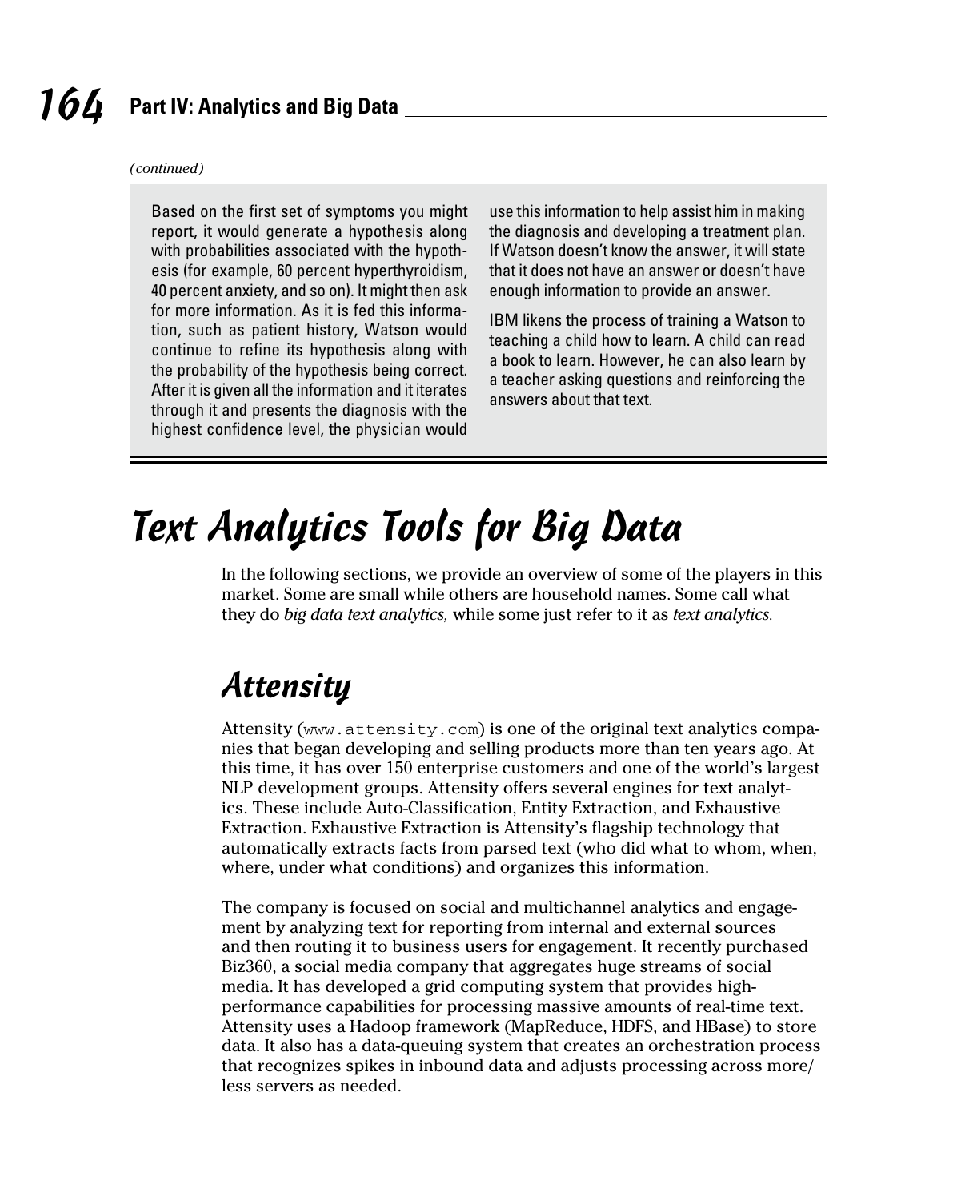*(continued)*

Based on the first set of symptoms you might report, it would generate a hypothesis along with probabilities associated with the hypothesis (for example, 60 percent hyperthyroidism, 40 percent anxiety, and so on). It might then ask for more information. As it is fed this information, such as patient history, Watson would continue to refine its hypothesis along with the probability of the hypothesis being correct. After it is given all the information and it iterates through it and presents the diagnosis with the highest confidence level, the physician would use this information to help assist him in making the diagnosis and developing a treatment plan. If Watson doesn't know the answer, it will state that it does not have an answer or doesn't have enough information to provide an answer.

IBM likens the process of training a Watson to teaching a child how to learn. A child can read a book to learn. However, he can also learn by a teacher asking questions and reinforcing the answers about that text.

# Text Analytics Tools for Big Data

In the following sections, we provide an overview of some of the players in this market. Some are small while others are household names. Some call what they do *big data text analytics,* while some just refer to it as *text analytics.*

## Attensity

Attensity (www.attensity.com) is one of the original text analytics companies that began developing and selling products more than ten years ago. At this time, it has over 150 enterprise customers and one of the world's largest NLP development groups. Attensity offers several engines for text analytics. These include Auto-Classification, Entity Extraction, and Exhaustive Extraction. Exhaustive Extraction is Attensity's flagship technology that automatically extracts facts from parsed text (who did what to whom, when, where, under what conditions) and organizes this information.

The company is focused on social and multichannel analytics and engagement by analyzing text for reporting from internal and external sources and then routing it to business users for engagement. It recently purchased Biz360, a social media company that aggregates huge streams of social media. It has developed a grid computing system that provides high-performance capabilities for processing massive amounts of real-time text. Attensity uses a Hadoop framework (MapReduce, HDFS, and HBase) to store data. It also has a data-queuing system that creates an orchestration process that recognizes spikes in inbound data and adjusts processing across more/less servers as needed.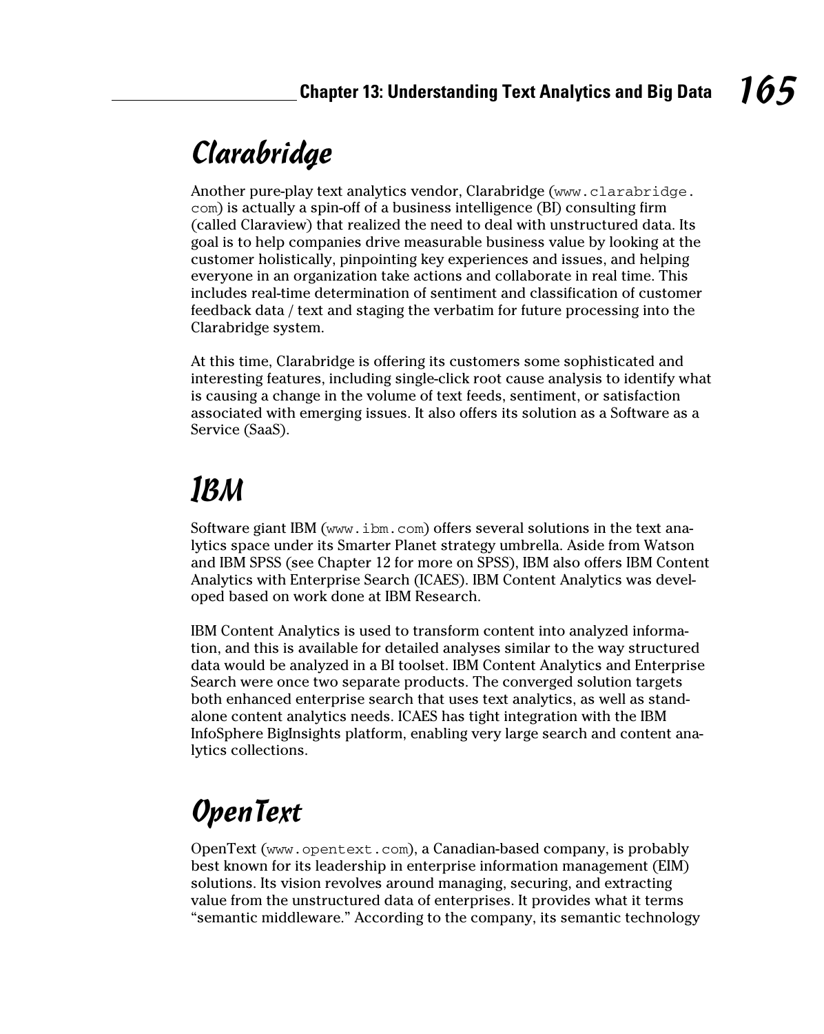## Clarabridge

Another pure-play text analytics vendor, Clarabridge (www.clarabridge.com) is actually a spin-off of a business intelligence (BI) consulting firm (called Claraview) that realized the need to deal with unstructured data. Its goal is to help companies drive measurable business value by looking at the customer holistically, pinpointing key experiences and issues, and helping everyone in an organization take actions and collaborate in real time. This includes real-time determination of sentiment and classification of customer feedback data / text and staging the verbatim for future processing into the Clarabridge system.

At this time, Clarabridge is offering its customers some sophisticated and interesting features, including single-click root cause analysis to identify what is causing a change in the volume of text feeds, sentiment, or satisfaction associated with emerging issues. It also offers its solution as a Software as a Service (SaaS).

## IBM

Software giant IBM (www.ibm.com) offers several solutions in the text analytics space under its Smarter Planet strategy umbrella. Aside from Watson and IBM SPSS (see Chapter 12 for more on SPSS), IBM also offers IBM Content Analytics with Enterprise Search (ICAES). IBM Content Analytics was developed based on work done at IBM Research.

IBM Content Analytics is used to transform content into analyzed information, and this is available for detailed analyses similar to the way structured data would be analyzed in a BI toolset. IBM Content Analytics and Enterprise Search were once two separate products. The converged solution targets both enhanced enterprise search that uses text analytics, as well as standalone content analytics needs. ICAES has tight integration with the IBM InfoSphere BigInsights platform, enabling very large search and content analytics collections.

## OpenText

OpenText (www.opentext.com), a Canadian-based company, is probably best known for its leadership in enterprise information management (EIM) solutions. Its vision revolves around managing, securing, and extracting value from the unstructured data of enterprises. It provides what it terms "semantic middleware." According to the company, its semantic technology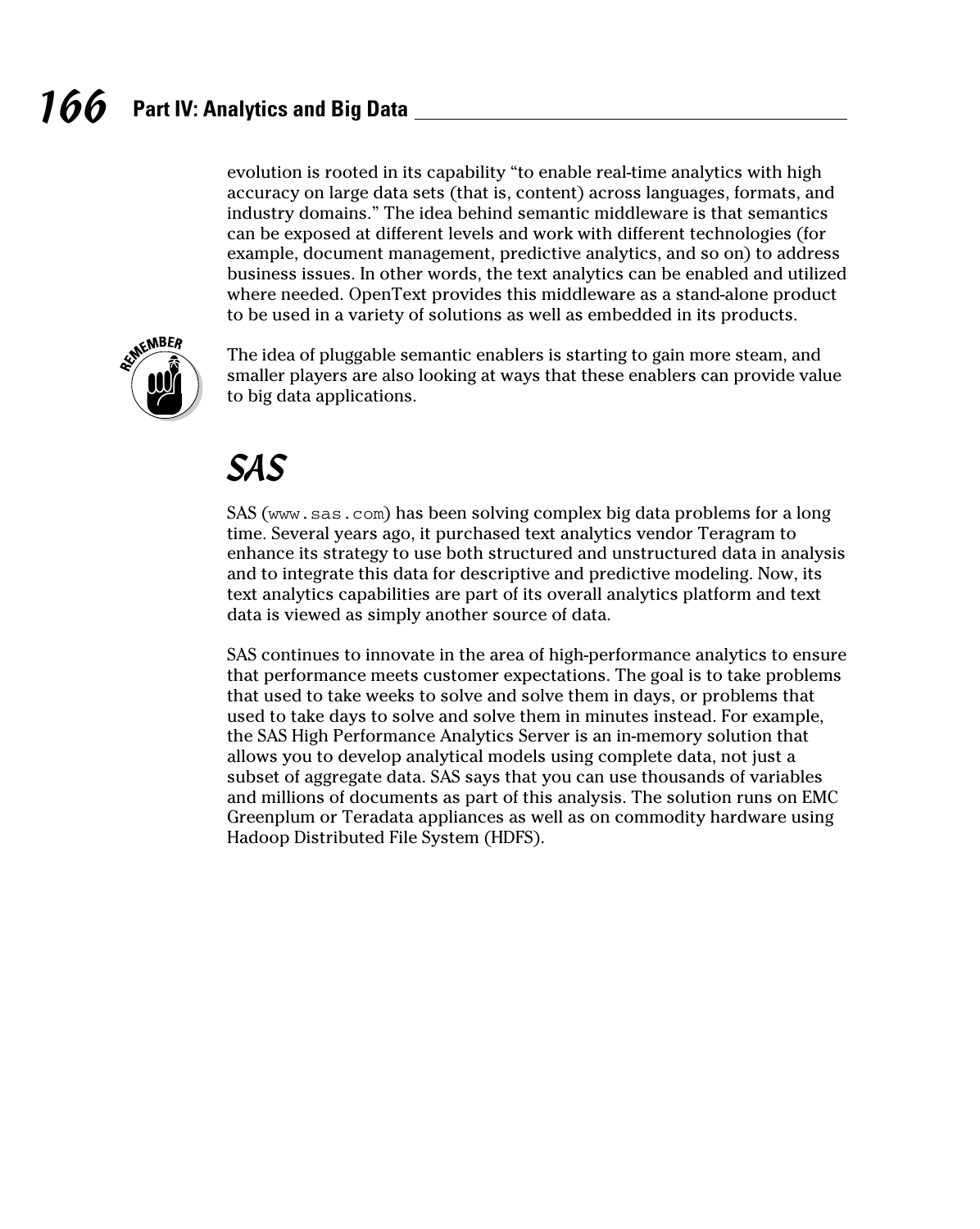evolution is rooted in its capability "to enable real-time analytics with high accuracy on large data sets (that is, content) across languages, formats, and industry domains." The idea behind semantic middleware is that semantics can be exposed at different levels and work with different technologies (for example, document management, predictive analytics, and so on) to address business issues. In other words, the text analytics can be enabled and utilized where needed. OpenText provides this middleware as a stand-alone product to be used in a variety of solutions as well as embedded in its products.

REMEMBER

The idea of pluggable semantic enablers is starting to gain more steam, and smaller players are also looking at ways that these enablers can provide value to big data applications.

## SAS

SAS (www.sas.com) has been solving complex big data problems for a long time. Several years ago, it purchased text analytics vendor Teragram to enhance its strategy to use both structured and unstructured data in analysis and to integrate this data for descriptive and predictive modeling. Now, its text analytics capabilities are part of its overall analytics platform and text data is viewed as simply another source of data.

SAS continues to innovate in the area of high-performance analytics to ensure that performance meets customer expectations. The goal is to take problems that used to take weeks to solve and solve them in days, or problems that used to take days to solve and solve them in minutes instead. For example, the SAS High Performance Analytics Server is an in-memory solution that allows you to develop analytical models using complete data, not just a subset of aggregate data. SAS says that you can use thousands of variables and millions of documents as part of this analysis. The solution runs on EMC Greenplum or Teradata appliances as well as on commodity hardware using Hadoop Distributed File System (HDFS).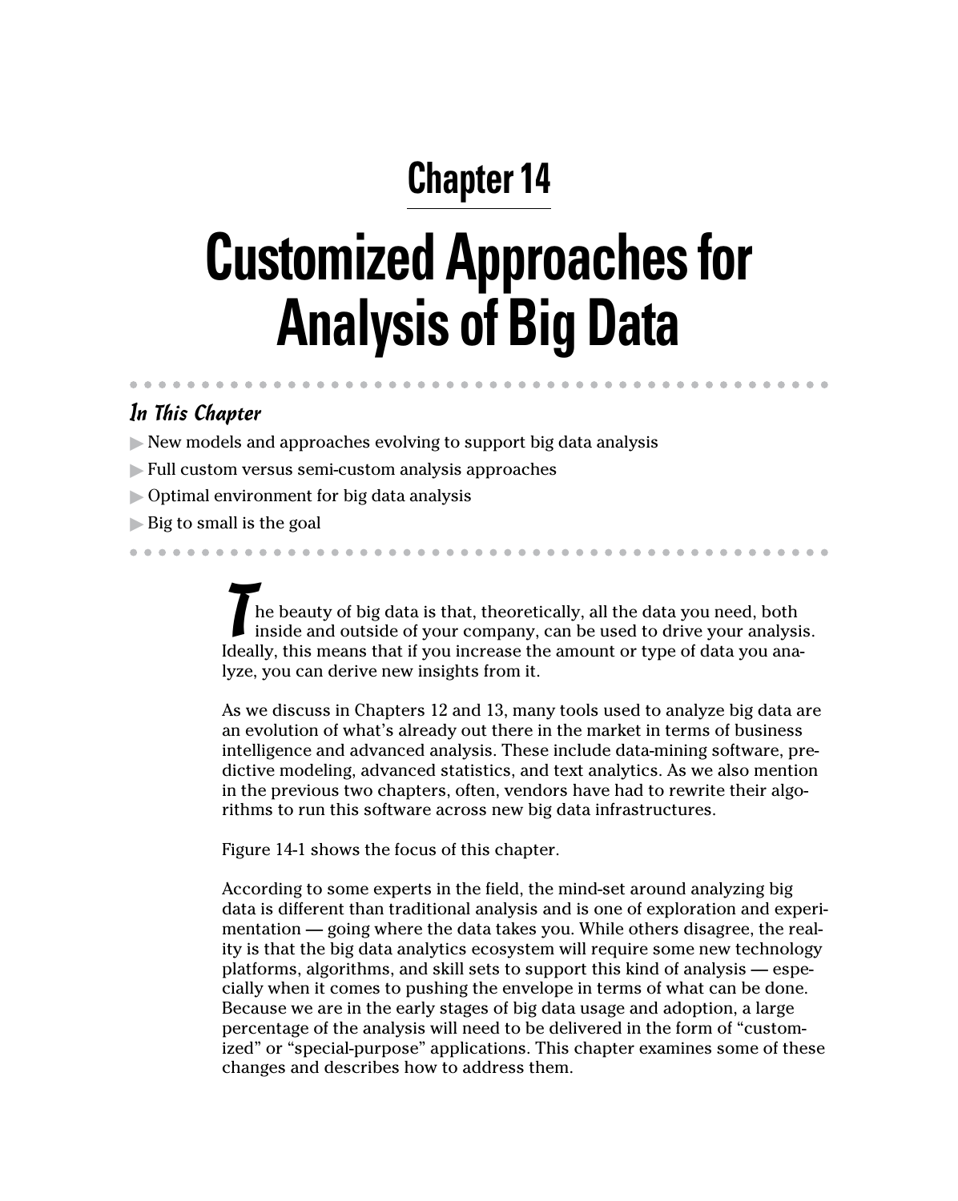# Chapter 14

# Customized Approaches for Analysis of Big Data

### *In This Chapter*

- New models and approaches evolving to support big data analysis
- Full custom versus semi-custom analysis approaches
- Optimal environment for big data analysis
- Big to small is the goal

The beauty of big data is that, theoretically, all the data you need, both inside and outside of your company, can be used to drive your analysis. Ideally, this means that if you increase the amount or type of data you analyze, you can derive new insights from it.

As we discuss in Chapters 12 and 13, many tools used to analyze big data are an evolution of what's already out there in the market in terms of business intelligence and advanced analysis. These include data-mining software, predictive modeling, advanced statistics, and text analytics. As we also mention in the previous two chapters, often, vendors have had to rewrite their algorithms to run this software across new big data infrastructures.

Figure 14-1 shows the focus of this chapter.

According to some experts in the field, the mind-set around analyzing big data is different than traditional analysis and is one of exploration and experimentation — going where the data takes you. While others disagree, the reality is that the big data analytics ecosystem will require some new technology platforms, algorithms, and skill sets to support this kind of analysis — especially when it comes to pushing the envelope in terms of what can be done. Because we are in the early stages of big data usage and adoption, a large percentage of the analysis will need to be delivered in the form of "customized" or "special-purpose" applications. This chapter examines some of these changes and describes how to address them.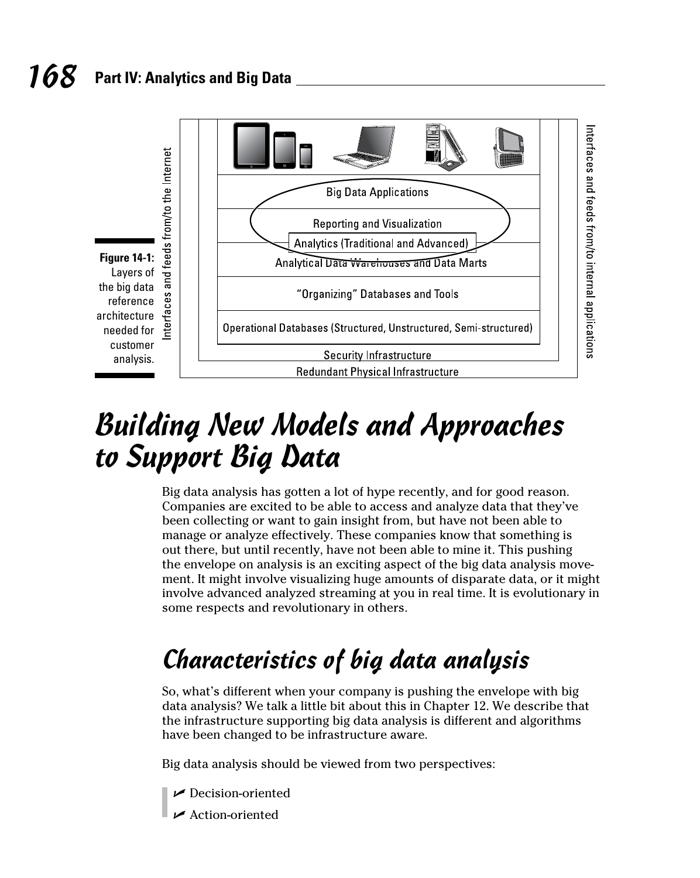Figure 14-1: Layers of the big data reference architecture needed for customer analysis.

# Building New Models and Approaches to Support Big Data

Big data analysis has gotten a lot of hype recently, and for good reason. Companies are excited to be able to access and analyze data that they've been collecting or want to gain insight from, but have not been able to manage or analyze effectively. These companies know that something is out there, but until recently, have not been able to mine it. This pushing the envelope on analysis is an exciting aspect of the big data analysis movement. It might involve visualizing huge amounts of disparate data, or it might involve advanced analyzed streaming at you in real time. It is evolutionary in some respects and revolutionary in others.

## Characteristics of big data analysis

So, what's different when your company is pushing the envelope with big data analysis? We talk a little bit about this in Chapter 12. We describe that the infrastructure supporting big data analysis is different and algorithms have been changed to be infrastructure aware.

Big data analysis should be viewed from two perspectives:

- Decision-oriented
- Action-oriented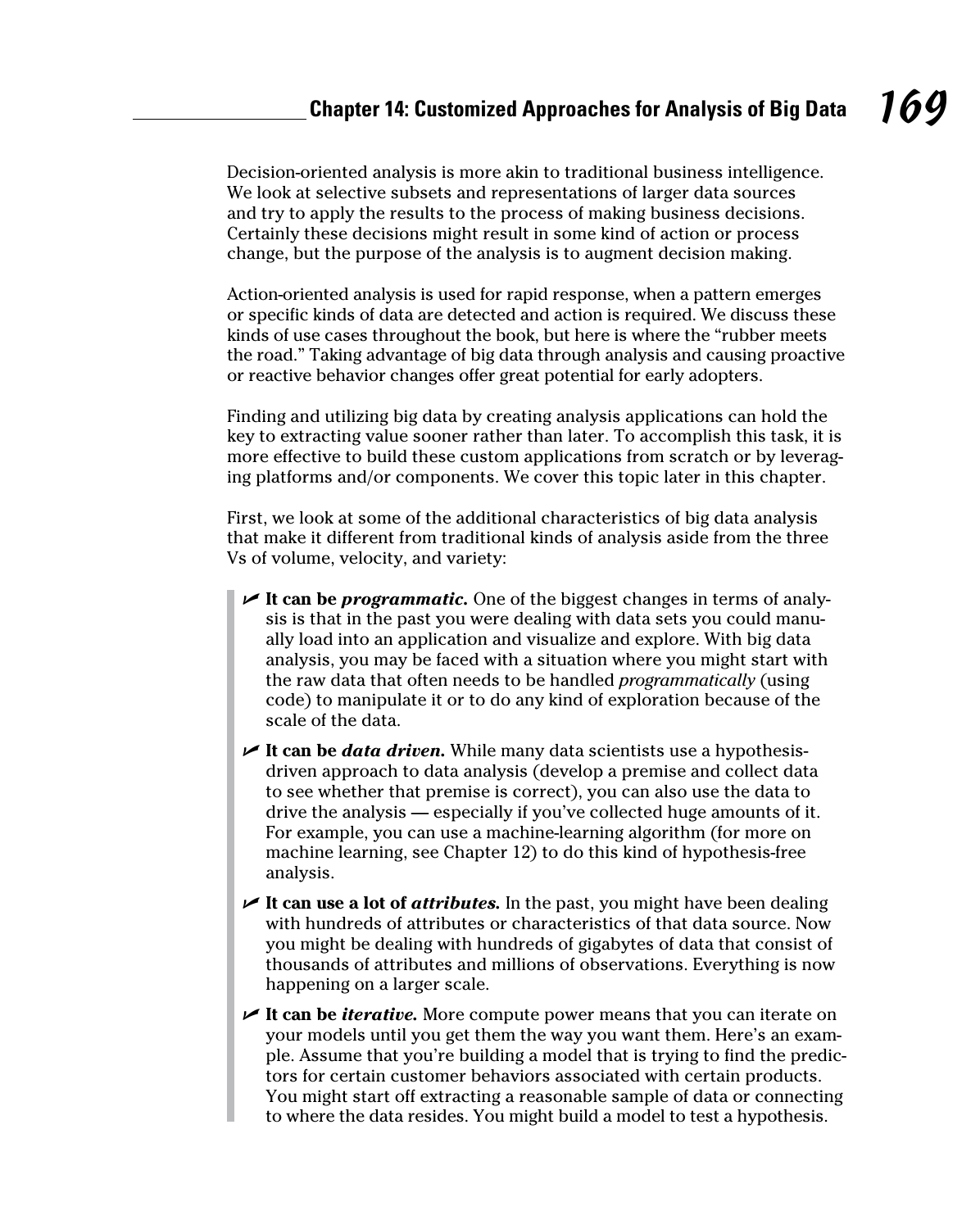Decision-oriented analysis is more akin to traditional business intelligence. We look at selective subsets and representations of larger data sources and try to apply the results to the process of making business decisions. Certainly these decisions might result in some kind of action or process change, but the purpose of the analysis is to augment decision making.

Action-oriented analysis is used for rapid response, when a pattern emerges or specific kinds of data are detected and action is required. We discuss these kinds of use cases throughout the book, but here is where the "rubber meets the road." Taking advantage of big data through analysis and causing proactive or reactive behavior changes offer great potential for early adopters.

Finding and utilizing big data by creating analysis applications can hold the key to extracting value sooner rather than later. To accomplish this task, it is more effective to build these custom applications from scratch or by leveraging platforms and/or components. We cover this topic later in this chapter.

First, we look at some of the additional characteristics of big data analysis that make it different from traditional kinds of analysis aside from the three Vs of volume, velocity, and variety:

- **It can be *programmatic.*** One of the biggest changes in terms of analysis is that in the past you were dealing with data sets you could manually load into an application and visualize and explore. With big data analysis, you may be faced with a situation where you might start with the raw data that often needs to be handled *programmatically* (using code) to manipulate it or to do any kind of exploration because of the scale of the data.
- **It can be *data driven.*** While many data scientists use a hypothesis-driven approach to data analysis (develop a premise and collect data to see whether that premise is correct), you can also use the data to drive the analysis — especially if you've collected huge amounts of it. For example, you can use a machine-learning algorithm (for more on machine learning, see Chapter 12) to do this kind of hypothesis-free analysis.
- **It can use a lot of *attributes.*** In the past, you might have been dealing with hundreds of attributes or characteristics of that data source. Now you might be dealing with hundreds of gigabytes of data that consist of thousands of attributes and millions of observations. Everything is now happening on a larger scale.
- **It can be *iterative.*** More compute power means that you can iterate on your models until you get them the way you want them. Here's an example. Assume that you're building a model that is trying to find the predictors for certain customer behaviors associated with certain products. You might start off extracting a reasonable sample of data or connecting to where the data resides. You might build a model to test a hypothesis.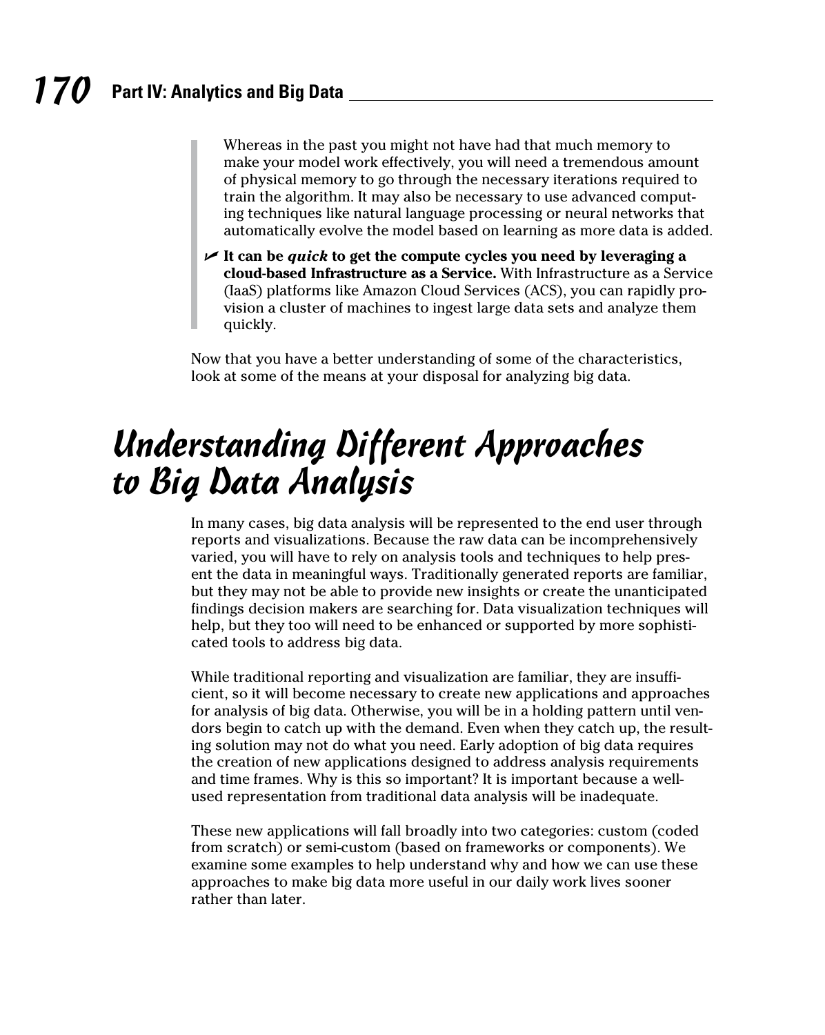Whereas in the past you might not have had that much memory to make your model work effectively, you will need a tremendous amount of physical memory to go through the necessary iterations required to train the algorithm. It may also be necessary to use advanced computing techniques like natural language processing or neural networks that automatically evolve the model based on learning as more data is added.

- **It can be *quick* to get the compute cycles you need by leveraging a cloud-based Infrastructure as a Service.** With Infrastructure as a Service (IaaS) platforms like Amazon Cloud Services (ACS), you can rapidly provision a cluster of machines to ingest large data sets and analyze them quickly.

Now that you have a better understanding of some of the characteristics, look at some of the means at your disposal for analyzing big data.

# Understanding Different Approaches to Big Data Analysis

In many cases, big data analysis will be represented to the end user through reports and visualizations. Because the raw data can be incomprehensively varied, you will have to rely on analysis tools and techniques to help present the data in meaningful ways. Traditionally generated reports are familiar, but they may not be able to provide new insights or create the unanticipated findings decision makers are searching for. Data visualization techniques will help, but they too will need to be enhanced or supported by more sophisticated tools to address big data.

While traditional reporting and visualization are familiar, they are insufficient, so it will become necessary to create new applications and approaches for analysis of big data. Otherwise, you will be in a holding pattern until vendors begin to catch up with the demand. Even when they catch up, the resulting solution may not do what you need. Early adoption of big data requires the creation of new applications designed to address analysis requirements and time frames. Why is this so important? It is important because a well-used representation from traditional data analysis will be inadequate.

These new applications will fall broadly into two categories: custom (coded from scratch) or semi-custom (based on frameworks or components). We examine some examples to help understand why and how we can use these approaches to make big data more useful in our daily work lives sooner rather than later.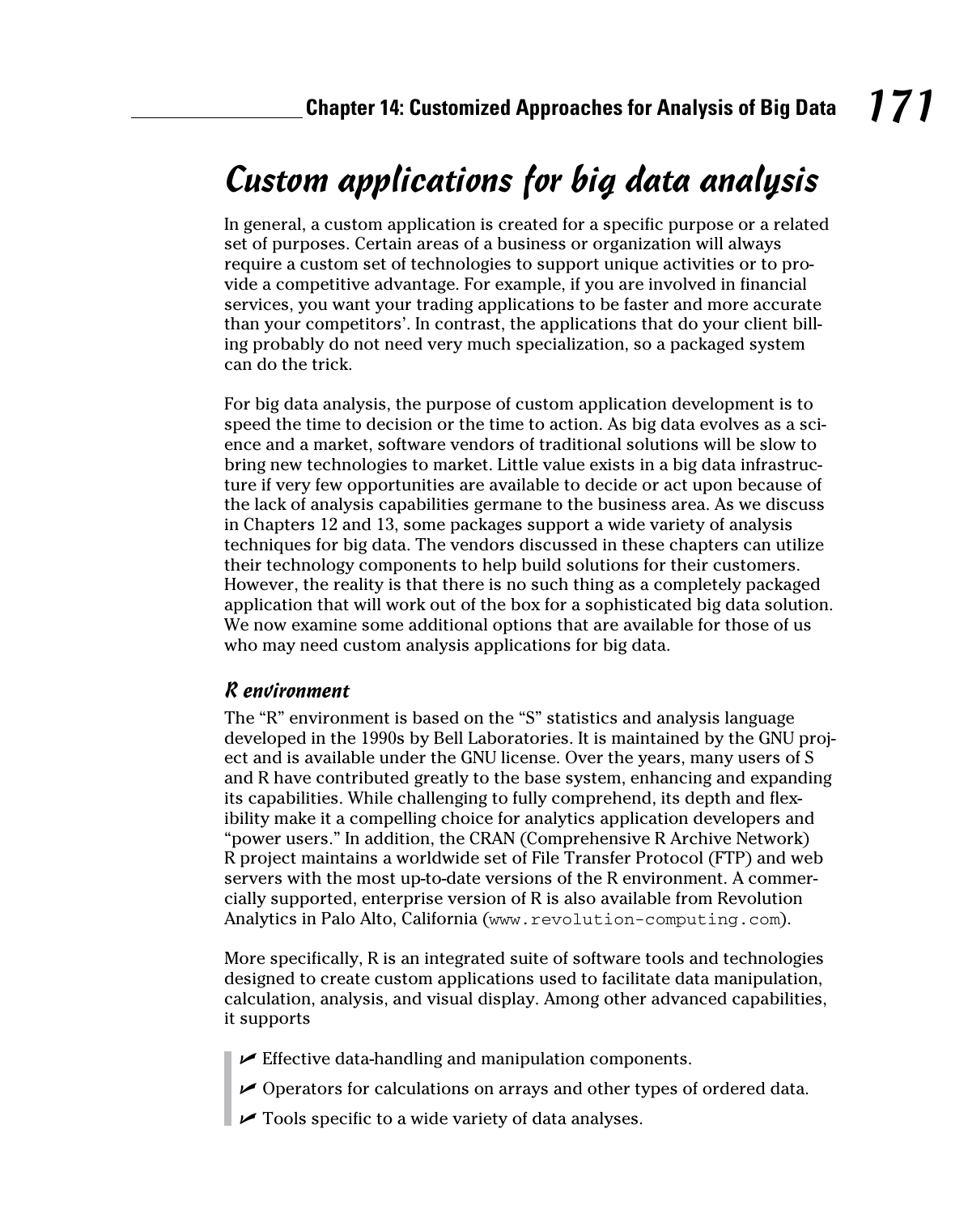## Custom applications for big data analysis

In general, a custom application is created for a specific purpose or a related set of purposes. Certain areas of a business or organization will always require a custom set of technologies to support unique activities or to provide a competitive advantage. For example, if you are involved in financial services, you want your trading applications to be faster and more accurate than your competitors'. In contrast, the applications that do your client billing probably do not need very much specialization, so a packaged system can do the trick.

For big data analysis, the purpose of custom application development is to speed the time to decision or the time to action. As big data evolves as a science and a market, software vendors of traditional solutions will be slow to bring new technologies to market. Little value exists in a big data infrastructure if very few opportunities are available to decide or act upon because of the lack of analysis capabilities germane to the business area. As we discuss in Chapters 12 and 13, some packages support a wide variety of analysis techniques for big data. The vendors discussed in these chapters can utilize their technology components to help build solutions for their customers. However, the reality is that there is no such thing as a completely packaged application that will work out of the box for a sophisticated big data solution. We now examine some additional options that are available for those of us who may need custom analysis applications for big data.

### R environment

The "R" environment is based on the "S" statistics and analysis language developed in the 1990s by Bell Laboratories. It is maintained by the GNU project and is available under the GNU license. Over the years, many users of S and R have contributed greatly to the base system, enhancing and expanding its capabilities. While challenging to fully comprehend, its depth and flexibility make it a compelling choice for analytics application developers and "power users." In addition, the CRAN (Comprehensive R Archive Network) R project maintains a worldwide set of File Transfer Protocol (FTP) and web servers with the most up-to-date versions of the R environment. A commercially supported, enterprise version of R is also available from Revolution Analytics in Palo Alto, California (`www.revolution-computing.com`).

More specifically, R is an integrated suite of software tools and technologies designed to create custom applications used to facilitate data manipulation, calculation, analysis, and visual display. Among other advanced capabilities, it supports

- Effective data-handling and manipulation components.
- Operators for calculations on arrays and other types of ordered data.
- Tools specific to a wide variety of data analyses.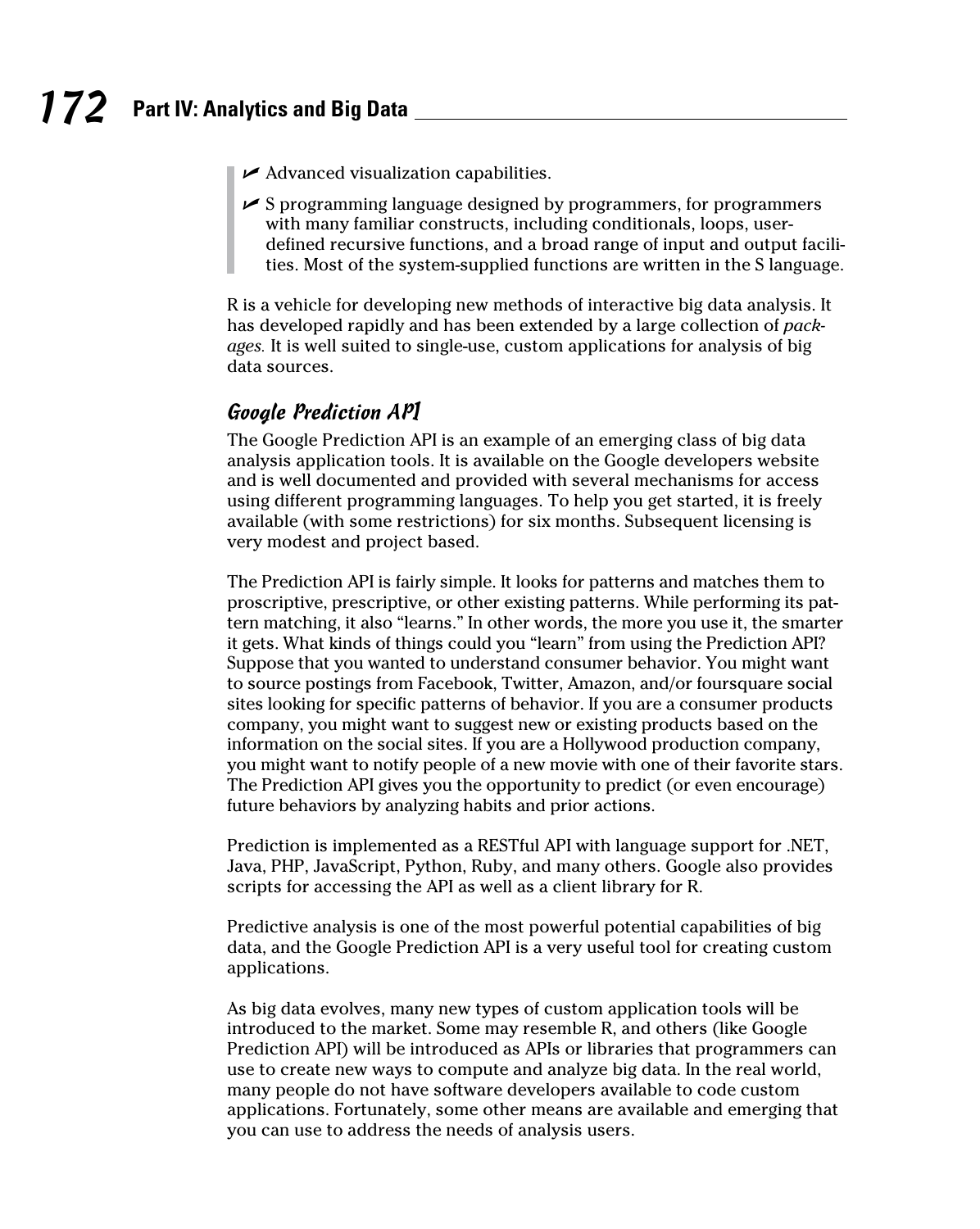- Advanced visualization capabilities.
- S programming language designed by programmers, for programmers with many familiar constructs, including conditionals, loops, user-defined recursive functions, and a broad range of input and output facilities. Most of the system-supplied functions are written in the S language.

R is a vehicle for developing new methods of interactive big data analysis. It has developed rapidly and has been extended by a large collection of *packages.* It is well suited to single-use, custom applications for analysis of big data sources.

### Google Prediction API

The Google Prediction API is an example of an emerging class of big data analysis application tools. It is available on the Google developers website and is well documented and provided with several mechanisms for access using different programming languages. To help you get started, it is freely available (with some restrictions) for six months. Subsequent licensing is very modest and project based.

The Prediction API is fairly simple. It looks for patterns and matches them to proscriptive, prescriptive, or other existing patterns. While performing its pattern matching, it also "learns." In other words, the more you use it, the smarter it gets. What kinds of things could you "learn" from using the Prediction API? Suppose that you wanted to understand consumer behavior. You might want to source postings from Facebook, Twitter, Amazon, and/or foursquare social sites looking for specific patterns of behavior. If you are a consumer products company, you might want to suggest new or existing products based on the information on the social sites. If you are a Hollywood production company, you might want to notify people of a new movie with one of their favorite stars. The Prediction API gives you the opportunity to predict (or even encourage) future behaviors by analyzing habits and prior actions.

Prediction is implemented as a RESTful API with language support for .NET, Java, PHP, JavaScript, Python, Ruby, and many others. Google also provides scripts for accessing the API as well as a client library for R.

Predictive analysis is one of the most powerful potential capabilities of big data, and the Google Prediction API is a very useful tool for creating custom applications.

As big data evolves, many new types of custom application tools will be introduced to the market. Some may resemble R, and others (like Google Prediction API) will be introduced as APIs or libraries that programmers can use to create new ways to compute and analyze big data. In the real world, many people do not have software developers available to code custom applications. Fortunately, some other means are available and emerging that you can use to address the needs of analysis users.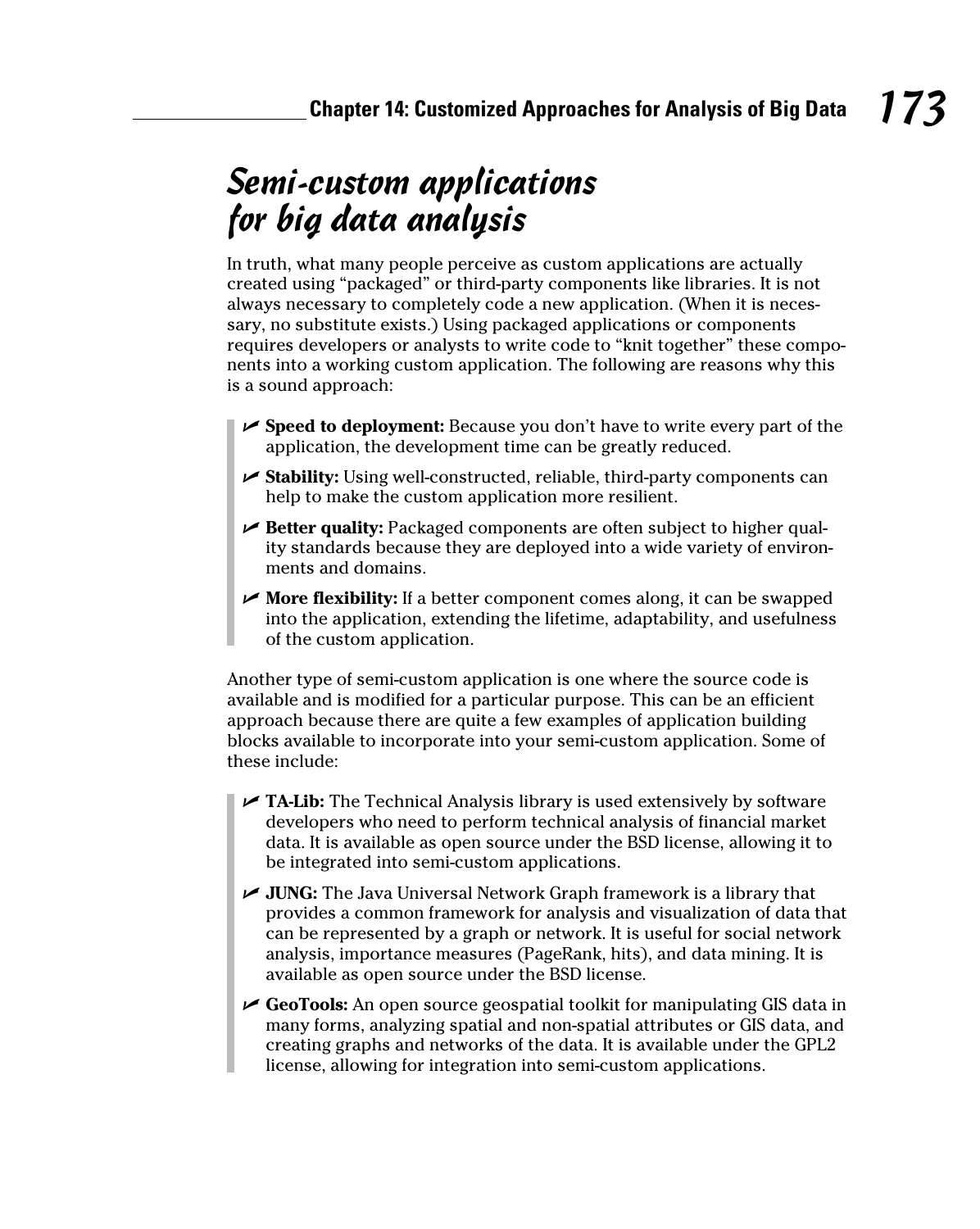## Semi-custom applications for big data analysis

In truth, what many people perceive as custom applications are actually created using "packaged" or third-party components like libraries. It is not always necessary to completely code a new application. (When it is necessary, no substitute exists.) Using packaged applications or components requires developers or analysts to write code to "knit together" these components into a working custom application. The following are reasons why this is a sound approach:

- **Speed to deployment:** Because you don't have to write every part of the application, the development time can be greatly reduced.
- **Stability:** Using well-constructed, reliable, third-party components can help to make the custom application more resilient.
- **Better quality:** Packaged components are often subject to higher quality standards because they are deployed into a wide variety of environments and domains.
- **More flexibility:** If a better component comes along, it can be swapped into the application, extending the lifetime, adaptability, and usefulness of the custom application.

Another type of semi-custom application is one where the source code is available and is modified for a particular purpose. This can be an efficient approach because there are quite a few examples of application building blocks available to incorporate into your semi-custom application. Some of these include:

- **TA-Lib:** The Technical Analysis library is used extensively by software developers who need to perform technical analysis of financial market data. It is available as open source under the BSD license, allowing it to be integrated into semi-custom applications.
- **JUNG:** The Java Universal Network Graph framework is a library that provides a common framework for analysis and visualization of data that can be represented by a graph or network. It is useful for social network analysis, importance measures (PageRank, hits), and data mining. It is available as open source under the BSD license.
- **GeoTools:** An open source geospatial toolkit for manipulating GIS data in many forms, analyzing spatial and non-spatial attributes or GIS data, and creating graphs and networks of the data. It is available under the GPL2 license, allowing for integration into semi-custom applications.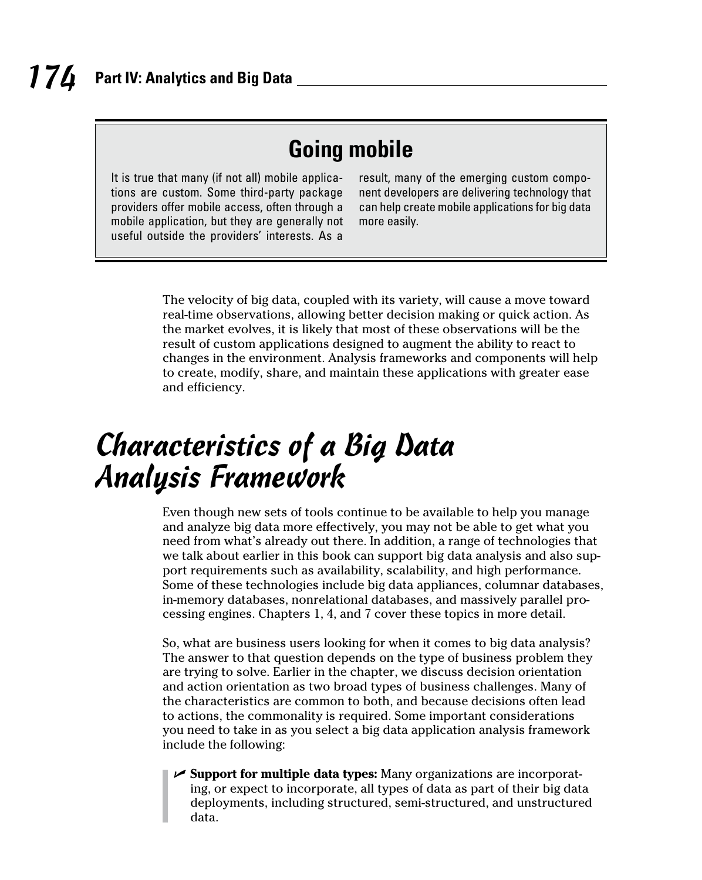## Going mobile

It is true that many (if not all) mobile applications are custom. Some third-party package providers offer mobile access, often through a mobile application, but they are generally not useful outside the providers' interests. As a result, many of the emerging custom component developers are delivering technology that can help create mobile applications for big data more easily.

The velocity of big data, coupled with its variety, will cause a move toward real-time observations, allowing better decision making or quick action. As the market evolves, it is likely that most of these observations will be the result of custom applications designed to augment the ability to react to changes in the environment. Analysis frameworks and components will help to create, modify, share, and maintain these applications with greater ease and efficiency.

# *Characteristics of a Big Data Analysis Framework*

Even though new sets of tools continue to be available to help you manage and analyze big data more effectively, you may not be able to get what you need from what's already out there. In addition, a range of technologies that we talk about earlier in this book can support big data analysis and also support requirements such as availability, scalability, and high performance. Some of these technologies include big data appliances, columnar databases, in-memory databases, nonrelational databases, and massively parallel processing engines. Chapters 1, 4, and 7 cover these topics in more detail.

So, what are business users looking for when it comes to big data analysis? The answer to that question depends on the type of business problem they are trying to solve. Earlier in the chapter, we discuss decision orientation and action orientation as two broad types of business challenges. Many of the characteristics are common to both, and because decisions often lead to actions, the commonality is required. Some important considerations you need to take in as you select a big data application analysis framework include the following:

- **Support for multiple data types:** Many organizations are incorporating, or expect to incorporate, all types of data as part of their big data deployments, including structured, semi-structured, and unstructured data.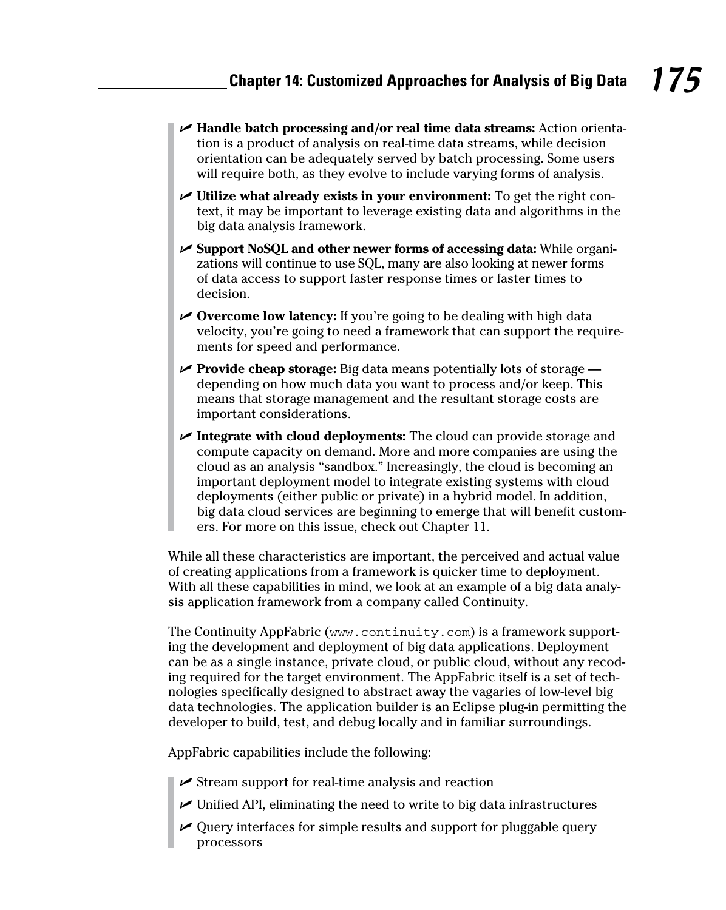- **Handle batch processing and/or real time data streams:** Action orientation is a product of analysis on real-time data streams, while decision orientation can be adequately served by batch processing. Some users will require both, as they evolve to include varying forms of analysis.
- **Utilize what already exists in your environment:** To get the right context, it may be important to leverage existing data and algorithms in the big data analysis framework.
- **Support NoSQL and other newer forms of accessing data:** While organizations will continue to use SQL, many are also looking at newer forms of data access to support faster response times or faster times to decision.
- **Overcome low latency:** If you're going to be dealing with high data velocity, you're going to need a framework that can support the requirements for speed and performance.
- **Provide cheap storage:** Big data means potentially lots of storage — depending on how much data you want to process and/or keep. This means that storage management and the resultant storage costs are important considerations.
- **Integrate with cloud deployments:** The cloud can provide storage and compute capacity on demand. More and more companies are using the cloud as an analysis "sandbox." Increasingly, the cloud is becoming an important deployment model to integrate existing systems with cloud deployments (either public or private) in a hybrid model. In addition, big data cloud services are beginning to emerge that will benefit customers. For more on this issue, check out Chapter 11.

While all these characteristics are important, the perceived and actual value of creating applications from a framework is quicker time to deployment. With all these capabilities in mind, we look at an example of a big data analysis application framework from a company called Continuity.

The Continuity AppFabric (`www.continuity.com`) is a framework supporting the development and deployment of big data applications. Deployment can be as a single instance, private cloud, or public cloud, without any recoding required for the target environment. The AppFabric itself is a set of technologies specifically designed to abstract away the vagaries of low-level big data technologies. The application builder is an Eclipse plug-in permitting the developer to build, test, and debug locally and in familiar surroundings.

AppFabric capabilities include the following:

- Stream support for real-time analysis and reaction
- Unified API, eliminating the need to write to big data infrastructures
- Query interfaces for simple results and support for pluggable query processors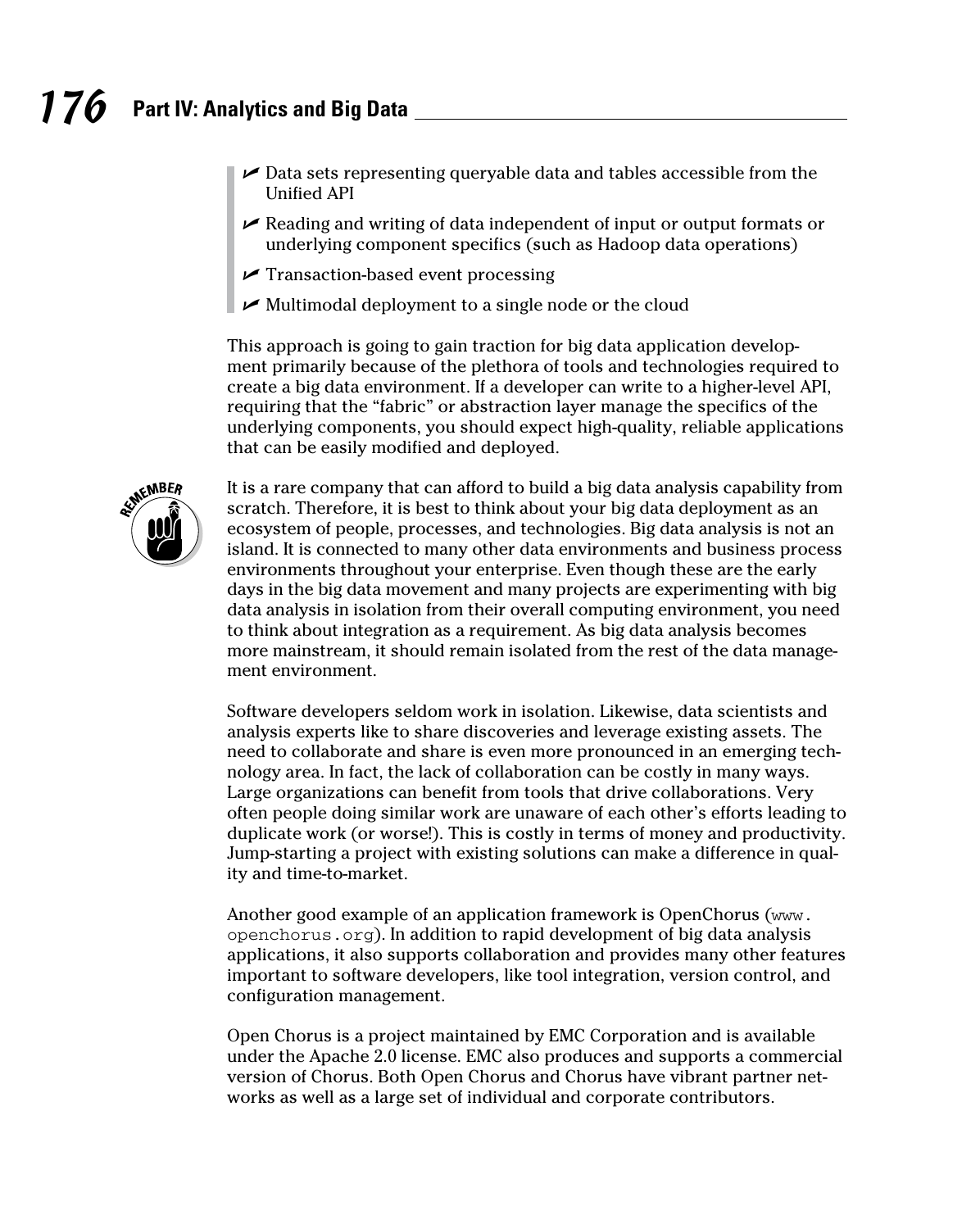- Data sets representing queryable data and tables accessible from the Unified API
- Reading and writing of data independent of input or output formats or underlying component specifics (such as Hadoop data operations)
- Transaction-based event processing
- Multimodal deployment to a single node or the cloud

This approach is going to gain traction for big data application development primarily because of the plethora of tools and technologies required to create a big data environment. If a developer can write to a higher-level API, requiring that the "fabric" or abstraction layer manage the specifics of the underlying components, you should expect high-quality, reliable applications that can be easily modified and deployed.

REMEMBER

It is a rare company that can afford to build a big data analysis capability from scratch. Therefore, it is best to think about your big data deployment as an ecosystem of people, processes, and technologies. Big data analysis is not an island. It is connected to many other data environments and business process environments throughout your enterprise. Even though these are the early days in the big data movement and many projects are experimenting with big data analysis in isolation from their overall computing environment, you need to think about integration as a requirement. As big data analysis becomes more mainstream, it should remain isolated from the rest of the data management environment.

Software developers seldom work in isolation. Likewise, data scientists and analysis experts like to share discoveries and leverage existing assets. The need to collaborate and share is even more pronounced in an emerging technology area. In fact, the lack of collaboration can be costly in many ways. Large organizations can benefit from tools that drive collaborations. Very often people doing similar work are unaware of each other's efforts leading to duplicate work (or worse!). This is costly in terms of money and productivity. Jump-starting a project with existing solutions can make a difference in quality and time-to-market.

Another good example of an application framework is OpenChorus (`www.opencorus.org`). In addition to rapid development of big data analysis applications, it also supports collaboration and provides many other features important to software developers, like tool integration, version control, and configuration management.

Open Chorus is a project maintained by EMC Corporation and is available under the Apache 2.0 license. EMC also produces and supports a commercial version of Chorus. Both Open Chorus and Chorus have vibrant partner networks as well as a large set of individual and corporate contributors.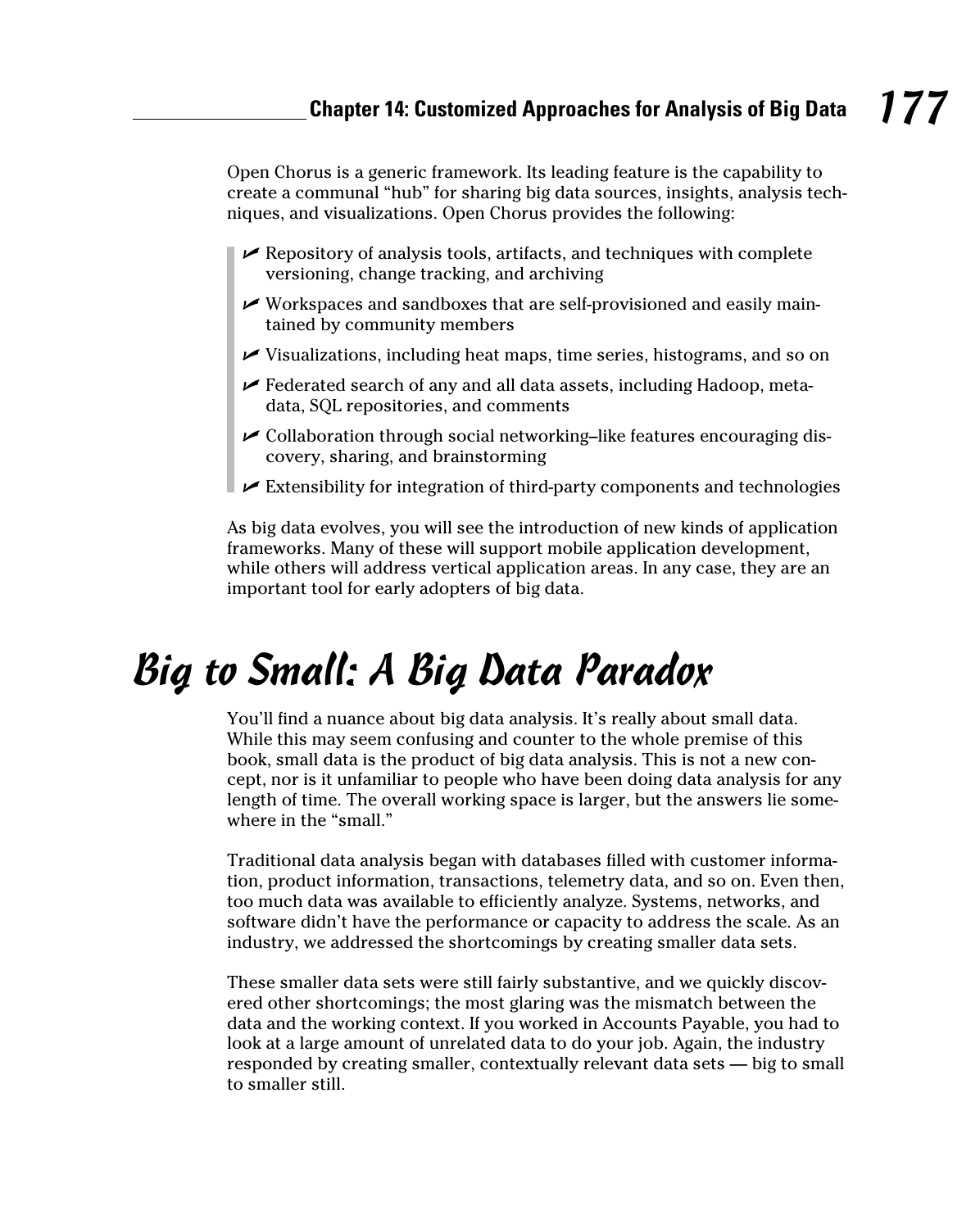Open Chorus is a generic framework. Its leading feature is the capability to create a communal "hub" for sharing big data sources, insights, analysis techniques, and visualizations. Open Chorus provides the following:

- Repository of analysis tools, artifacts, and techniques with complete versioning, change tracking, and archiving
- Workspaces and sandboxes that are self-provisioned and easily maintained by community members
- Visualizations, including heat maps, time series, histograms, and so on
- Federated search of any and all data assets, including Hadoop, metadata, SQL repositories, and comments
- Collaboration through social networking–like features encouraging discovery, sharing, and brainstorming
- Extensibility for integration of third-party components and technologies

As big data evolves, you will see the introduction of new kinds of application frameworks. Many of these will support mobile application development, while others will address vertical application areas. In any case, they are an important tool for early adopters of big data.

# Big to Small: A Big Data Paradox

You'll find a nuance about big data analysis. It's really about small data. While this may seem confusing and counter to the whole premise of this book, small data is the product of big data analysis. This is not a new concept, nor is it unfamiliar to people who have been doing data analysis for any length of time. The overall working space is larger, but the answers lie somewhere in the "small."

Traditional data analysis began with databases filled with customer information, product information, transactions, telemetry data, and so on. Even then, too much data was available to efficiently analyze. Systems, networks, and software didn't have the performance or capacity to address the scale. As an industry, we addressed the shortcomings by creating smaller data sets.

These smaller data sets were still fairly substantive, and we quickly discovered other shortcomings; the most glaring was the mismatch between the data and the working context. If you worked in Accounts Payable, you had to look at a large amount of unrelated data to do your job. Again, the industry responded by creating smaller, contextually relevant data sets — big to small to smaller still.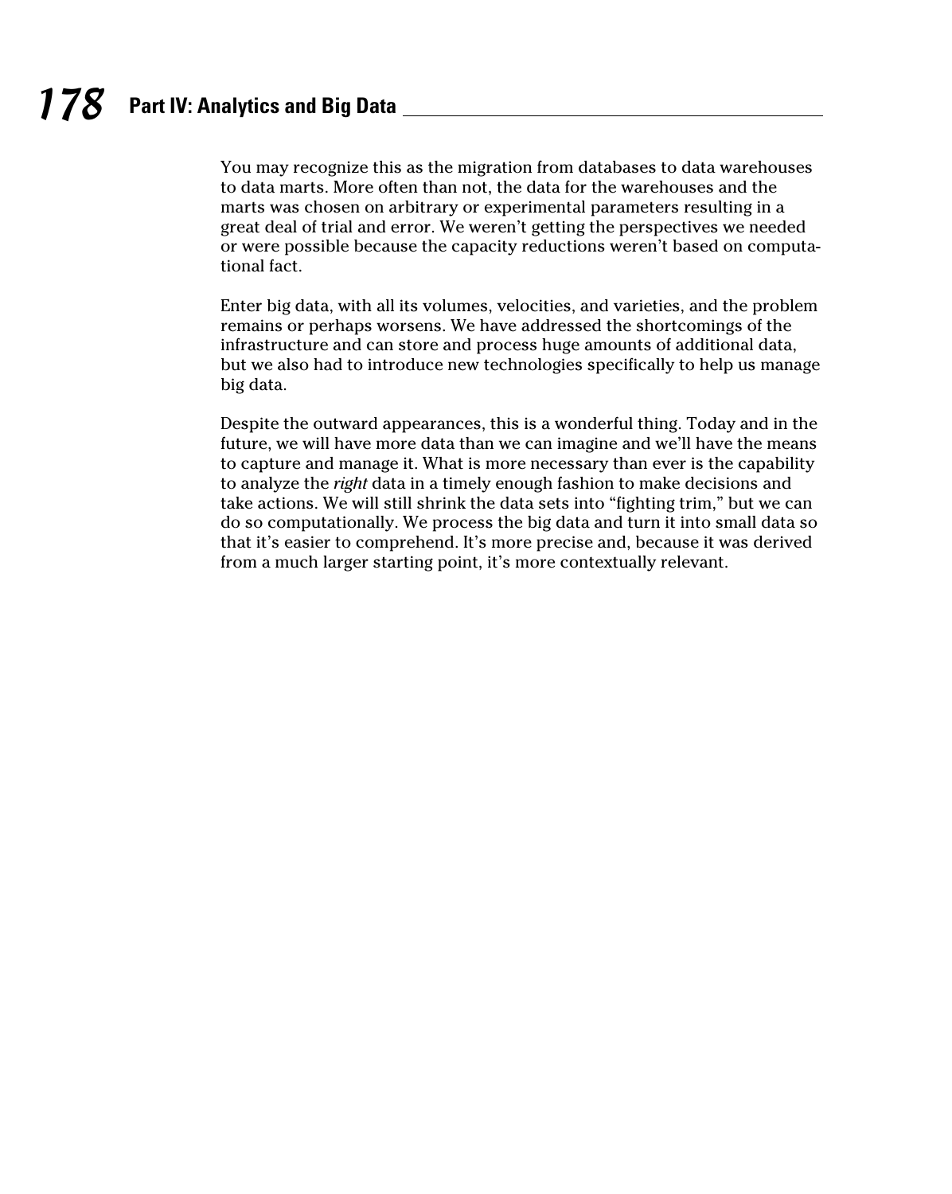You may recognize this as the migration from databases to data warehouses to data marts. More often than not, the data for the warehouses and the marts was chosen on arbitrary or experimental parameters resulting in a great deal of trial and error. We weren't getting the perspectives we needed or were possible because the capacity reductions weren't based on computational fact.

Enter big data, with all its volumes, velocities, and varieties, and the problem remains or perhaps worsens. We have addressed the shortcomings of the infrastructure and can store and process huge amounts of additional data, but we also had to introduce new technologies specifically to help us manage big data.

Despite the outward appearances, this is a wonderful thing. Today and in the future, we will have more data than we can imagine and we'll have the means to capture and manage it. What is more necessary than ever is the capability to analyze the *right* data in a timely enough fashion to make decisions and take actions. We will still shrink the data sets into "fighting trim," but we can do so computationally. We process the big data and turn it into small data so that it's easier to comprehend. It's more precise and, because it was derived from a much larger starting point, it's more contextually relevant.